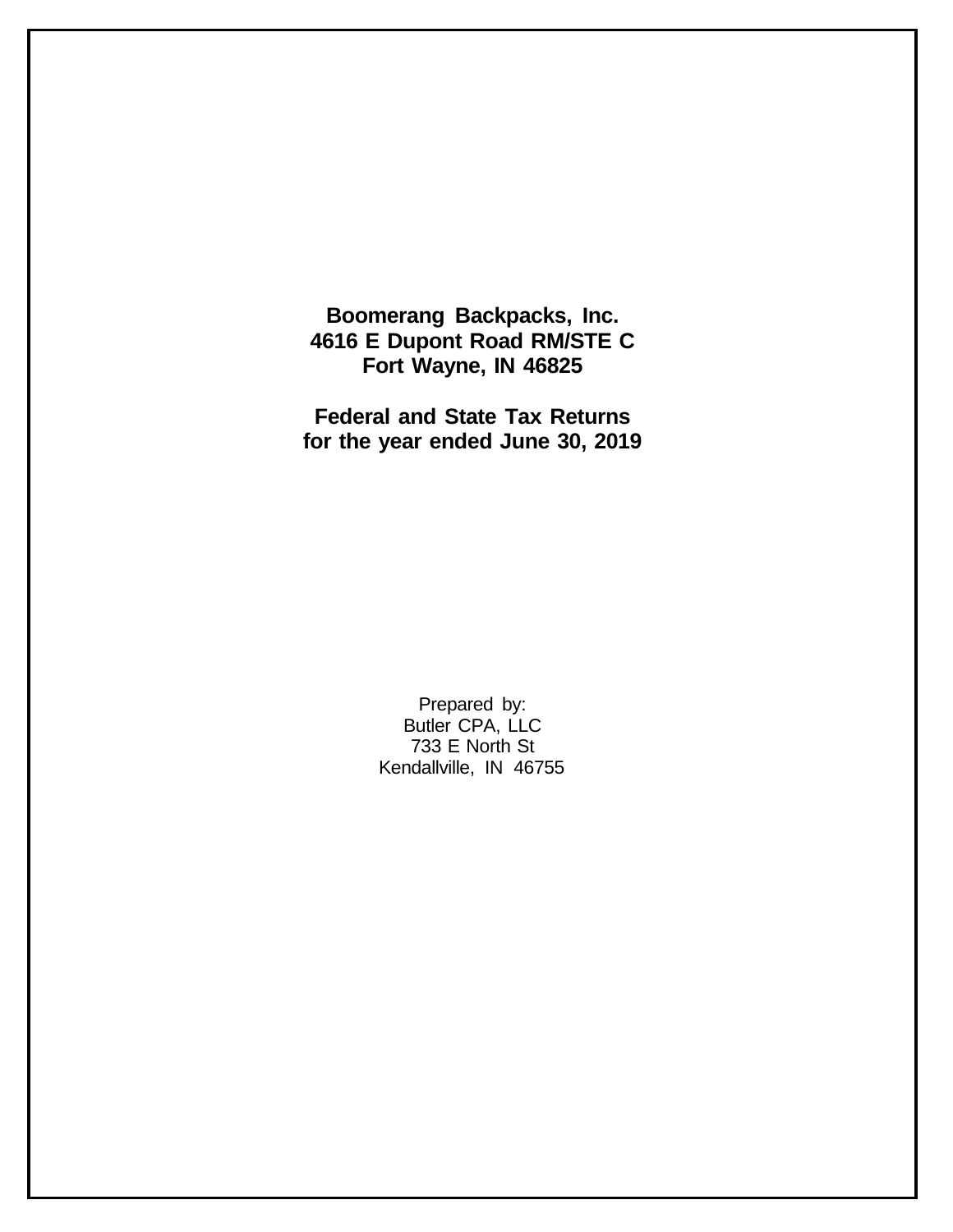**Boomerang Backpacks, Inc.**
**4616 E Dupont Road RM/STE C**
**Fort Wayne, IN 46825**

**Federal and State Tax Returns**
**for the year ended June 30, 2019**

Prepared by:
Butler CPA, LLC
733 E North St
Kendallville, IN 46755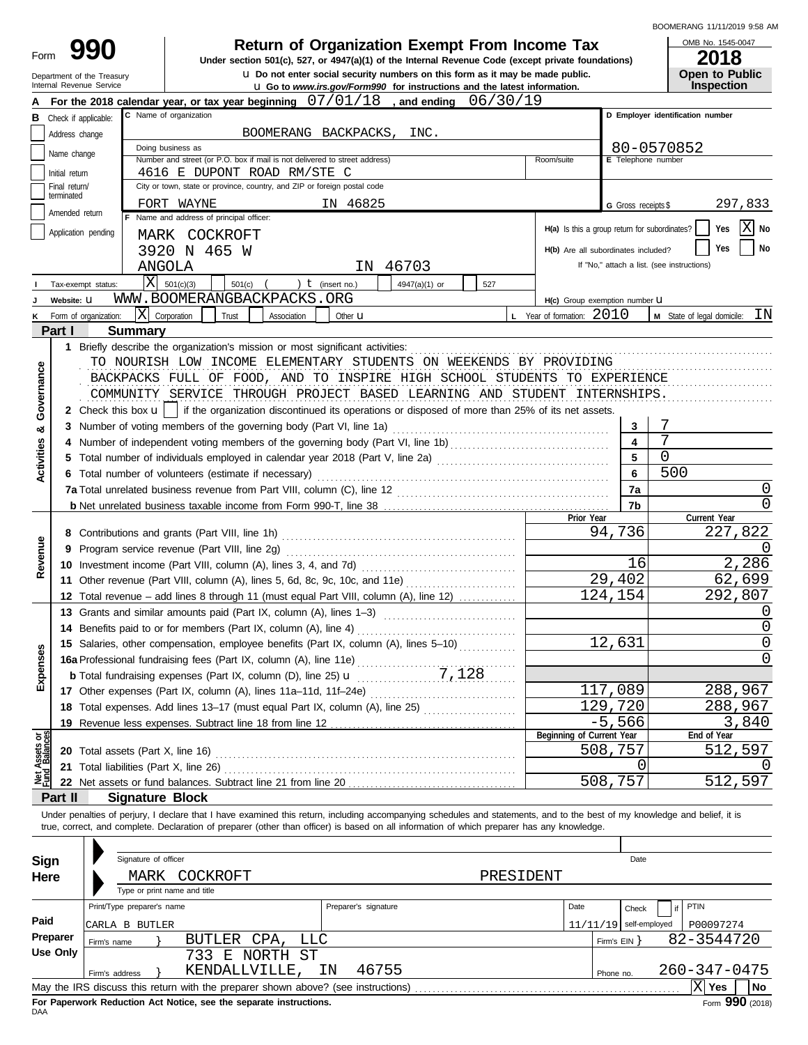BOOMERANG 11/11/2019 9:58 AM

# Form 990 — Return of Organization Exempt From Income Tax

**Under section 501(c), 527, or 4947(a)(1) of the Internal Revenue Code (except private foundations)**

Department of the Treasury
Internal Revenue Service

u Do not enter social security numbers on this form as it may be made public.
u Go to *www.irs.gov/Form990* for instructions and the latest information.

OMB No. 1545-0047
**2018**
**Open to Public Inspection**

**A** For the 2018 calendar year, or tax year beginning 07/01/18 , and ending 06/30/19

**B** Check if applicable: Address change; Name change; Initial return; Final return/terminated; Amended return; Application pending

**C** Name of organization: BOOMERANG BACKPACKS, INC.
Doing business as:
Number and street (or P.O. box if mail is not delivered to street address): 4616 E DUPONT ROAD RM/STE C
City or town, state or province, country, and ZIP or foreign postal code: FORT WAYNE IN 46825

**D** Employer identification number: 80-0570852
**E** Telephone number:
**G** Gross receipts $ 297,833

**F** Name and address of principal officer:
MARK COCKROFT
3920 N 465 W
ANGOLA IN 46703

H(a) Is this a group return for subordinates? Yes [ ] No [X]
H(b) Are all subordinates included? Yes [ ] No [ ]
If "No," attach a list. (see instructions)

**I** Tax-exempt status: [X] 501(c)(3) [ ] 501(c) ( ) t (insert no.) [ ] 4947(a)(1) or [ ] 527

**J** Website: u WWW.BOOMERANGBACKPACKS.ORG

H(c) Group exemption number u

**K** Form of organization: [X] Corporation [ ] Trust [ ] Association [ ] Other u
**L** Year of formation: 2010
**M** State of legal domicile: IN

## Part I Summary

**Activities & Governance**

1 Briefly describe the organization's mission or most significant activities:
TO NOURISH LOW INCOME ELEMENTARY STUDENTS ON WEEKENDS BY PROVIDING BACKPACKS FULL OF FOOD, AND TO INSPIRE HIGH SCHOOL STUDENTS TO EXPERIENCE COMMUNITY SERVICE THROUGH PROJECT BASED LEARNING AND STUDENT INTERNSHIPS.

2 Check this box u [ ] if the organization discontinued its operations or disposed of more than 25% of its net assets.

| Line | Description | No. | Value |
|---|---|---|---|
| 3 | Number of voting members of the governing body (Part VI, line 1a) | 3 | 7 |
| 4 | Number of independent voting members of the governing body (Part VI, line 1b) | 4 | 7 |
| 5 | Total number of individuals employed in calendar year 2018 (Part V, line 2a) | 5 | 0 |
| 6 | Total number of volunteers (estimate if necessary) | 6 | 500 |
| 7a | Total unrelated business revenue from Part VIII, column (C), line 12 | 7a | 0 |
| b | Net unrelated business taxable income from Form 990-T, line 38 | 7b | 0 |

| Line | Description | Prior Year | Current Year |
|---|---|---|---|
| **Revenue** | | | |
| 8 | Contributions and grants (Part VIII, line 1h) | 94,736 | 227,822 |
| 9 | Program service revenue (Part VIII, line 2g) | | 0 |
| 10 | Investment income (Part VIII, column (A), lines 3, 4, and 7d) | 16 | 2,286 |
| 11 | Other revenue (Part VIII, column (A), lines 5, 6d, 8c, 9c, 10c, and 11e) | 29,402 | 62,699 |
| 12 | Total revenue – add lines 8 through 11 (must equal Part VIII, column (A), line 12) | 124,154 | 292,807 |
| **Expenses** | | | |
| 13 | Grants and similar amounts paid (Part IX, column (A), lines 1–3) | | 0 |
| 14 | Benefits paid to or for members (Part IX, column (A), line 4) | | 0 |
| 15 | Salaries, other compensation, employee benefits (Part IX, column (A), lines 5–10) | 12,631 | 0 |
| 16a | Professional fundraising fees (Part IX, column (A), line 11e) | | 0 |
| b | Total fundraising expenses (Part IX, column (D), line 25) u 7,128 | | |
| 17 | Other expenses (Part IX, column (A), lines 11a–11d, 11f–24e) | 117,089 | 288,967 |
| 18 | Total expenses. Add lines 13–17 (must equal Part IX, column (A), line 25) | 129,720 | 288,967 |
| 19 | Revenue less expenses. Subtract line 18 from line 12 | -5,566 | 3,840 |
| **Net Assets or Fund Balances** | | **Beginning of Current Year** | **End of Year** |
| 20 | Total assets (Part X, line 16) | 508,757 | 512,597 |
| 21 | Total liabilities (Part X, line 26) | 0 | 0 |
| 22 | Net assets or fund balances. Subtract line 21 from line 20 | 508,757 | 512,597 |

## Part II Signature Block

Under penalties of perjury, I declare that I have examined this return, including accompanying schedules and statements, and to the best of my knowledge and belief, it is true, correct, and complete. Declaration of preparer (other than officer) is based on all information of which preparer has any knowledge.

**Sign Here**
Signature of officer — Date
MARK COCKROFT — PRESIDENT
Type or print name and title

**Paid Preparer Use Only**

| Print/Type preparer's name | Preparer's signature | Date | Check if self-employed | PTIN |
|---|---|---|---|---|
| CARLA B BUTLER | | 11/11/19 | | P00097274 |

Firm's name } BUTLER CPA, LLC — Firm's EIN } 82-3544720
Firm's address } 733 E NORTH ST KENDALLVILLE, IN 46755 — Phone no. 260-347-0475

May the IRS discuss this return with the preparer shown above? (see instructions) [X] Yes [ ] No

**For Paperwork Reduction Act Notice, see the separate instructions.**
DAA — Form **990** (2018)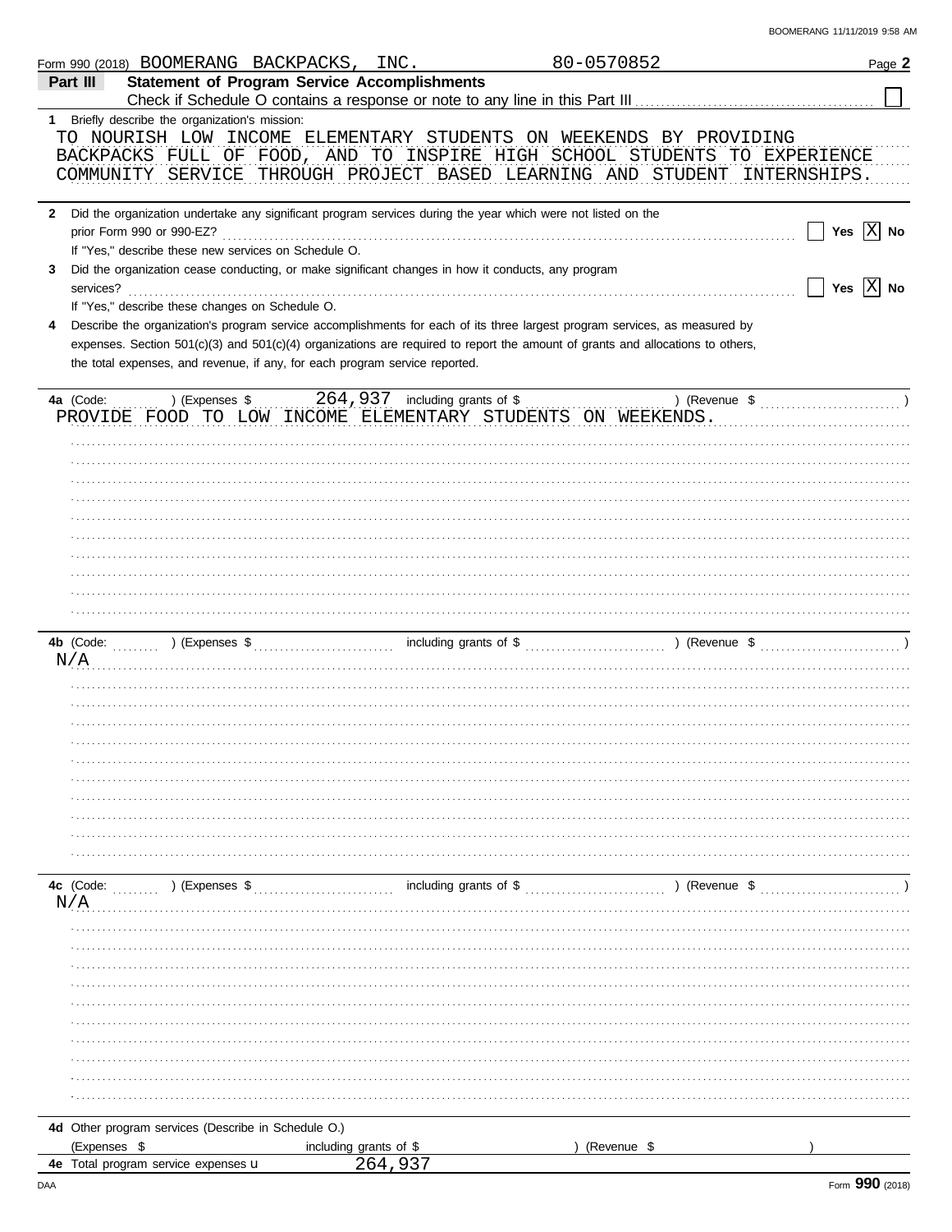Form 990 (2018) BOOMERANG BACKPACKS, INC. 80-0570852 Page **2**

## Part III Statement of Program Service Accomplishments

Check if Schedule O contains a response or note to any line in this Part III [ ]

**1** Briefly describe the organization's mission:

TO NOURISH LOW INCOME ELEMENTARY STUDENTS ON WEEKENDS BY PROVIDING BACKPACKS FULL OF FOOD, AND TO INSPIRE HIGH SCHOOL STUDENTS TO EXPERIENCE COMMUNITY SERVICE THROUGH PROJECT BASED LEARNING AND STUDENT INTERNSHIPS.

**2** Did the organization undertake any significant program services during the year which were not listed on the prior Form 990 or 990-EZ? [ ] Yes [X] No

If "Yes," describe these new services on Schedule O.

**3** Did the organization cease conducting, or make significant changes in how it conducts, any program services? [ ] Yes [X] No

If "Yes," describe these changes on Schedule O.

**4** Describe the organization's program service accomplishments for each of its three largest program services, as measured by expenses. Section 501(c)(3) and 501(c)(4) organizations are required to report the amount of grants and allocations to others, the total expenses, and revenue, if any, for each program service reported.

**4a** (Code: ) (Expenses $ 264,937 including grants of $ ) (Revenue $ )

PROVIDE FOOD TO LOW INCOME ELEMENTARY STUDENTS ON WEEKENDS.

**4b** (Code: ) (Expenses $ including grants of $ ) (Revenue $ )

N/A

**4c** (Code: ) (Expenses $ including grants of $ ) (Revenue $ )

N/A

**4d** Other program services (Describe in Schedule O.)

(Expenses $ including grants of $ ) (Revenue $ )

**4e** Total program service expenses 264,937

Form **990** (2018)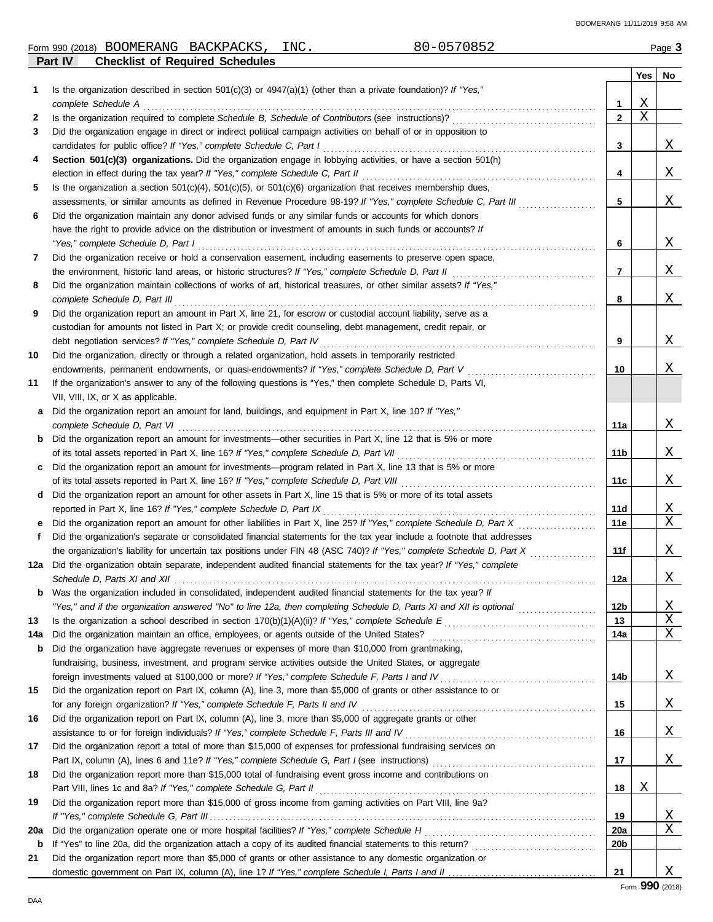Form 990 (2018) BOOMERANG BACKPACKS, INC. 80-0570852 Page **3**

**Part IV Checklist of Required Schedules**

| | | | Yes | No |
|---|---|---|---|---|
| 1 | Is the organization described in section 501(c)(3) or 4947(a)(1) (other than a private foundation)? *If "Yes," complete Schedule A* | 1 | X | |
| 2 | Is the organization required to complete *Schedule B, Schedule of Contributors* (see instructions)? | 2 | X | |
| 3 | Did the organization engage in direct or indirect political campaign activities on behalf of or in opposition to candidates for public office? *If "Yes," complete Schedule C, Part I* | 3 | | X |
| 4 | **Section 501(c)(3) organizations.** Did the organization engage in lobbying activities, or have a section 501(h) election in effect during the tax year? *If "Yes," complete Schedule C, Part II* | 4 | | X |
| 5 | Is the organization a section 501(c)(4), 501(c)(5), or 501(c)(6) organization that receives membership dues, assessments, or similar amounts as defined in Revenue Procedure 98-19? *If "Yes," complete Schedule C, Part III* | 5 | | X |
| 6 | Did the organization maintain any donor advised funds or any similar funds or accounts for which donors have the right to provide advice on the distribution or investment of amounts in such funds or accounts? *If "Yes," complete Schedule D, Part I* | 6 | | X |
| 7 | Did the organization receive or hold a conservation easement, including easements to preserve open space, the environment, historic land areas, or historic structures? *If "Yes," complete Schedule D, Part II* | 7 | | X |
| 8 | Did the organization maintain collections of works of art, historical treasures, or other similar assets? *If "Yes," complete Schedule D, Part III* | 8 | | X |
| 9 | Did the organization report an amount in Part X, line 21, for escrow or custodial account liability, serve as a custodian for amounts not listed in Part X; or provide credit counseling, debt management, credit repair, or debt negotiation services? *If "Yes," complete Schedule D, Part IV* | 9 | | X |
| 10 | Did the organization, directly or through a related organization, hold assets in temporarily restricted endowments, permanent endowments, or quasi-endowments? *If "Yes," complete Schedule D, Part V* | 10 | | X |
| 11 | If the organization's answer to any of the following questions is "Yes," then complete Schedule D, Parts VI, VII, VIII, IX, or X as applicable. | | | |
| a | Did the organization report an amount for land, buildings, and equipment in Part X, line 10? *If "Yes," complete Schedule D, Part VI* | 11a | | X |
| b | Did the organization report an amount for investments—other securities in Part X, line 12 that is 5% or more of its total assets reported in Part X, line 16? *If "Yes," complete Schedule D, Part VII* | 11b | | X |
| c | Did the organization report an amount for investments—program related in Part X, line 13 that is 5% or more of its total assets reported in Part X, line 16? *If "Yes," complete Schedule D, Part VIII* | 11c | | X |
| d | Did the organization report an amount for other assets in Part X, line 15 that is 5% or more of its total assets reported in Part X, line 16? *If "Yes," complete Schedule D, Part IX* | 11d | | X |
| e | Did the organization report an amount for other liabilities in Part X, line 25? *If "Yes," complete Schedule D, Part X* | 11e | | X |
| f | Did the organization's separate or consolidated financial statements for the tax year include a footnote that addresses the organization's liability for uncertain tax positions under FIN 48 (ASC 740)? *If "Yes," complete Schedule D, Part X* | 11f | | X |
| 12a | Did the organization obtain separate, independent audited financial statements for the tax year? *If "Yes," complete Schedule D, Parts XI and XII* | 12a | | X |
| b | Was the organization included in consolidated, independent audited financial statements for the tax year? *If "Yes," and if the organization answered "No" to line 12a, then completing Schedule D, Parts XI and XII is optional* | 12b | | X |
| 13 | Is the organization a school described in section 170(b)(1)(A)(ii)? *If "Yes," complete Schedule E* | 13 | | X |
| 14a | Did the organization maintain an office, employees, or agents outside of the United States? | 14a | | X |
| b | Did the organization have aggregate revenues or expenses of more than $10,000 from grantmaking, fundraising, business, investment, and program service activities outside the United States, or aggregate foreign investments valued at $100,000 or more? *If "Yes," complete Schedule F, Parts I and IV* | 14b | | X |
| 15 | Did the organization report on Part IX, column (A), line 3, more than $5,000 of grants or other assistance to or for any foreign organization? *If "Yes," complete Schedule F, Parts II and IV* | 15 | | X |
| 16 | Did the organization report on Part IX, column (A), line 3, more than $5,000 of aggregate grants or other assistance to or for foreign individuals? *If "Yes," complete Schedule F, Parts III and IV* | 16 | | X |
| 17 | Did the organization report a total of more than $15,000 of expenses for professional fundraising services on Part IX, column (A), lines 6 and 11e? *If "Yes," complete Schedule G, Part I* (see instructions) | 17 | | X |
| 18 | Did the organization report more than $15,000 total of fundraising event gross income and contributions on Part VIII, lines 1c and 8a? *If "Yes," complete Schedule G, Part II* | 18 | X | |
| 19 | Did the organization report more than $15,000 of gross income from gaming activities on Part VIII, line 9a? *If "Yes," complete Schedule G, Part III* | 19 | | X |
| 20a | Did the organization operate one or more hospital facilities? *If "Yes," complete Schedule H* | 20a | | X |
| b | If "Yes" to line 20a, did the organization attach a copy of its audited financial statements to this return? | 20b | | |
| 21 | Did the organization report more than $5,000 of grants or other assistance to any domestic organization or domestic government on Part IX, column (A), line 1? *If "Yes," complete Schedule I, Parts I and II* | 21 | | X |

Form **990** (2018)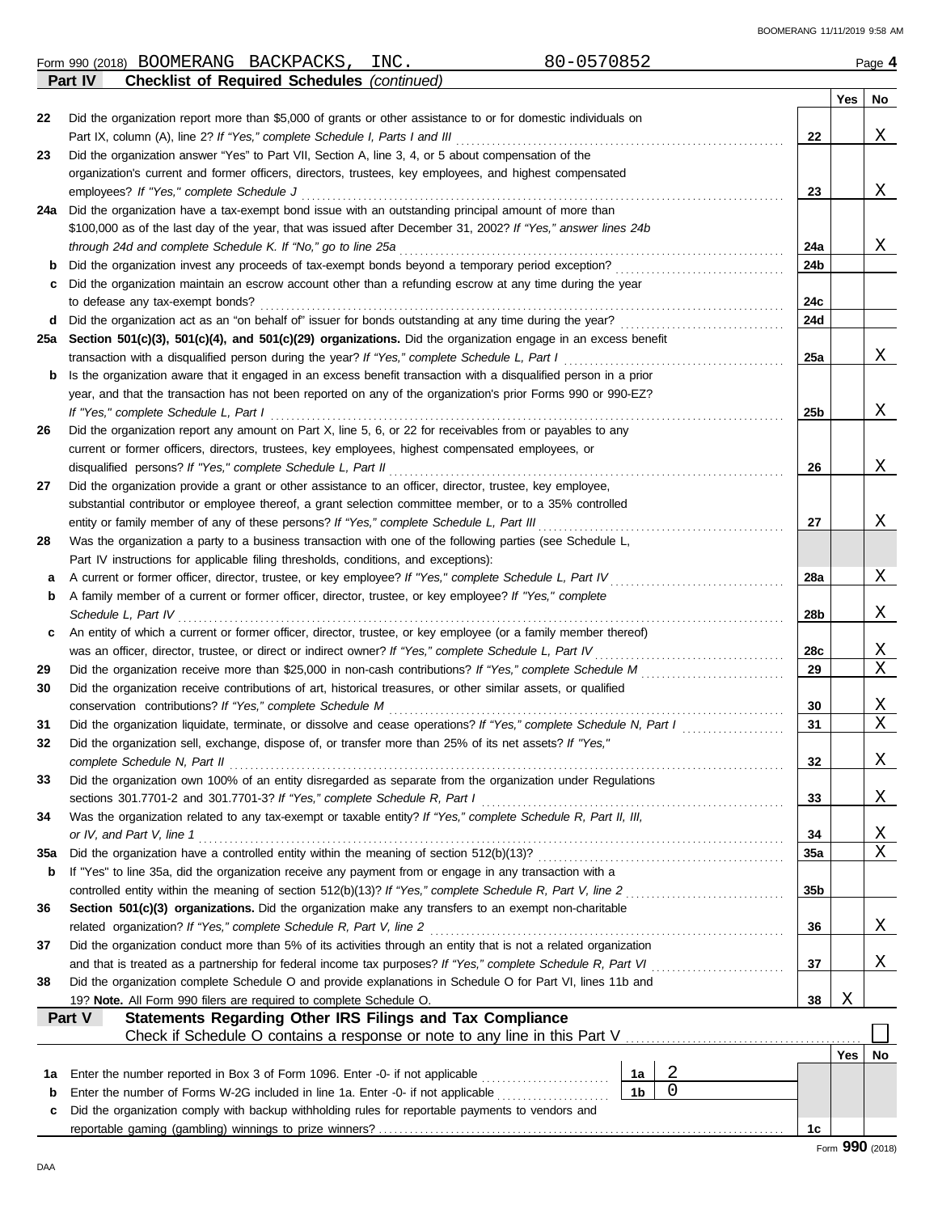Form 990 (2018) BOOMERANG BACKPACKS, INC. 80-0570852 Page **4**

**Part IV Checklist of Required Schedules** *(continued)*

| | | | Yes | No |
|---|---|---|---|---|
| 22 | Did the organization report more than $5,000 of grants or other assistance to or for domestic individuals on Part IX, column (A), line 2? *If "Yes," complete Schedule I, Parts I and III* | 22 | | X |
| 23 | Did the organization answer "Yes" to Part VII, Section A, line 3, 4, or 5 about compensation of the organization's current and former officers, directors, trustees, key employees, and highest compensated employees? *If "Yes," complete Schedule J* | 23 | | X |
| 24a | Did the organization have a tax-exempt bond issue with an outstanding principal amount of more than $100,000 as of the last day of the year, that was issued after December 31, 2002? *If "Yes," answer lines 24b through 24d and complete Schedule K. If "No," go to line 25a* | 24a | | X |
| b | Did the organization invest any proceeds of tax-exempt bonds beyond a temporary period exception? | 24b | | |
| c | Did the organization maintain an escrow account other than a refunding escrow at any time during the year to defease any tax-exempt bonds? | 24c | | |
| d | Did the organization act as an "on behalf of" issuer for bonds outstanding at any time during the year? | 24d | | |
| 25a | **Section 501(c)(3), 501(c)(4), and 501(c)(29) organizations.** Did the organization engage in an excess benefit transaction with a disqualified person during the year? *If "Yes," complete Schedule L, Part I* | 25a | | X |
| b | Is the organization aware that it engaged in an excess benefit transaction with a disqualified person in a prior year, and that the transaction has not been reported on any of the organization's prior Forms 990 or 990-EZ? *If "Yes," complete Schedule L, Part I* | 25b | | X |
| 26 | Did the organization report any amount on Part X, line 5, 6, or 22 for receivables from or payables to any current or former officers, directors, trustees, key employees, highest compensated employees, or disqualified persons? *If "Yes," complete Schedule L, Part II* | 26 | | X |
| 27 | Did the organization provide a grant or other assistance to an officer, director, trustee, key employee, substantial contributor or employee thereof, a grant selection committee member, or to a 35% controlled entity or family member of any of these persons? *If "Yes," complete Schedule L, Part III* | 27 | | X |
| 28 | Was the organization a party to a business transaction with one of the following parties (see Schedule L, Part IV instructions for applicable filing thresholds, conditions, and exceptions): | | | |
| a | A current or former officer, director, trustee, or key employee? *If "Yes," complete Schedule L, Part IV* | 28a | | X |
| b | A family member of a current or former officer, director, trustee, or key employee? *If "Yes," complete Schedule L, Part IV* | 28b | | X |
| c | An entity of which a current or former officer, director, trustee, or key employee (or a family member thereof) was an officer, director, trustee, or direct or indirect owner? *If "Yes," complete Schedule L, Part IV* | 28c | | X |
| 29 | Did the organization receive more than $25,000 in non-cash contributions? *If "Yes," complete Schedule M* | 29 | | X |
| 30 | Did the organization receive contributions of art, historical treasures, or other similar assets, or qualified conservation contributions? *If "Yes," complete Schedule M* | 30 | | X |
| 31 | Did the organization liquidate, terminate, or dissolve and cease operations? *If "Yes," complete Schedule N, Part I* | 31 | | X |
| 32 | Did the organization sell, exchange, dispose of, or transfer more than 25% of its net assets? *If "Yes," complete Schedule N, Part II* | 32 | | X |
| 33 | Did the organization own 100% of an entity disregarded as separate from the organization under Regulations sections 301.7701-2 and 301.7701-3? *If "Yes," complete Schedule R, Part I* | 33 | | X |
| 34 | Was the organization related to any tax-exempt or taxable entity? *If "Yes," complete Schedule R, Part II, III, or IV, and Part V, line 1* | 34 | | X |
| 35a | Did the organization have a controlled entity within the meaning of section 512(b)(13)? | 35a | | X |
| b | If "Yes" to line 35a, did the organization receive any payment from or engage in any transaction with a controlled entity within the meaning of section 512(b)(13)? *If "Yes," complete Schedule R, Part V, line 2* | 35b | | |
| 36 | **Section 501(c)(3) organizations.** Did the organization make any transfers to an exempt non-charitable related organization? *If "Yes," complete Schedule R, Part V, line 2* | 36 | | X |
| 37 | Did the organization conduct more than 5% of its activities through an entity that is not a related organization and that is treated as a partnership for federal income tax purposes? *If "Yes," complete Schedule R, Part VI* | 37 | | X |
| 38 | Did the organization complete Schedule O and provide explanations in Schedule O for Part VI, lines 11b and 19? **Note.** All Form 990 filers are required to complete Schedule O. | 38 | X | |

**Part V Statements Regarding Other IRS Filings and Tax Compliance**

Check if Schedule O contains a response or note to any line in this Part V ☐

| | | | | | Yes | No |
|---|---|---|---|---|---|---|
| 1a | Enter the number reported in Box 3 of Form 1096. Enter -0- if not applicable | 1a | 2 | | | |
| b | Enter the number of Forms W-2G included in line 1a. Enter -0- if not applicable | 1b | 0 | | | |
| c | Did the organization comply with backup withholding rules for reportable payments to vendors and reportable gaming (gambling) winnings to prize winners? | | | 1c | | |

Form **990** (2018)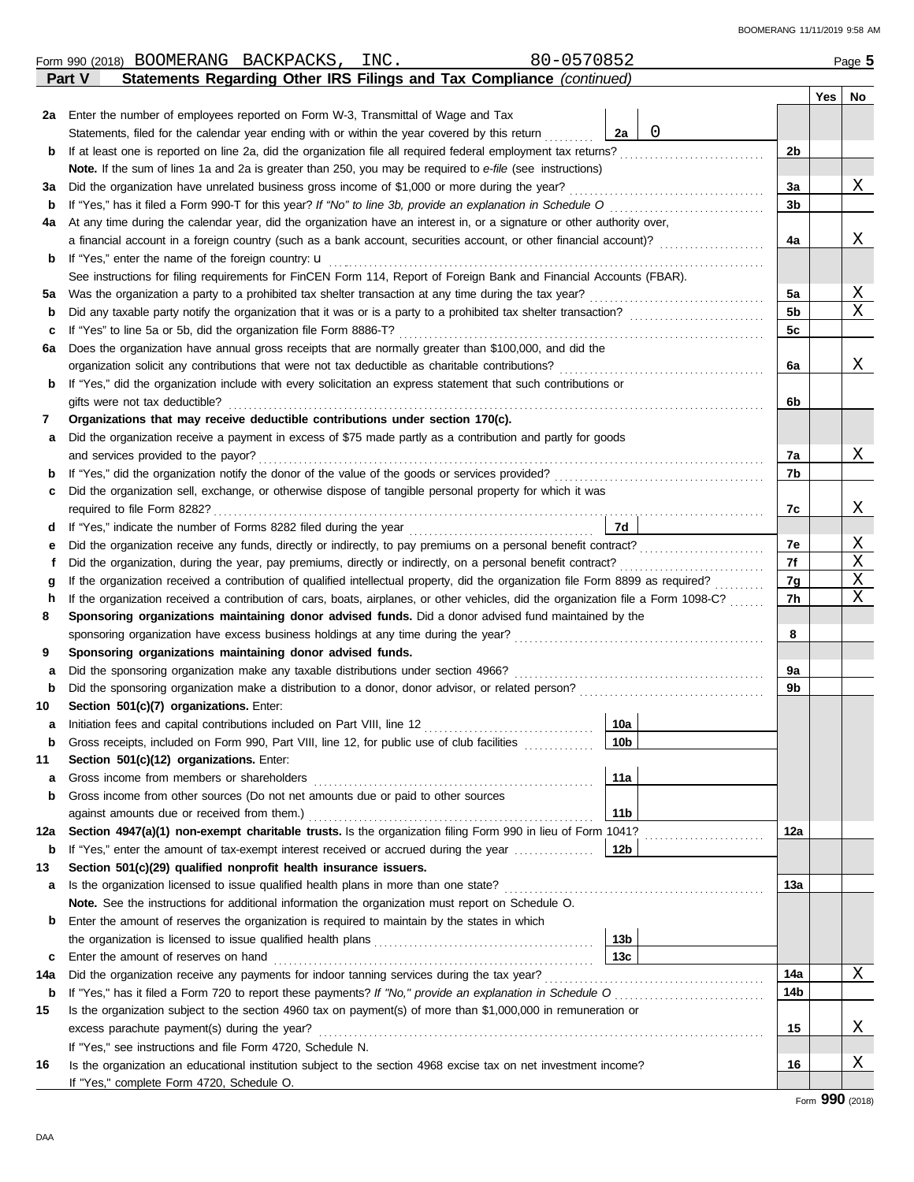Form 990 (2018) BOOMERANG BACKPACKS, INC. 80-0570852 Page **5**

**Part V Statements Regarding Other IRS Filings and Tax Compliance** *(continued)*

| | | | | | Yes | No |
|---|---|---|---|---|---|---|
| **2a** | Enter the number of employees reported on Form W-3, Transmittal of Wage and Tax Statements, filed for the calendar year ending with or within the year covered by this return | 2a | 0 | | | |
| **b** | If at least one is reported on line 2a, did the organization file all required federal employment tax returns? | | | 2b | | |
| | **Note.** If the sum of lines 1a and 2a is greater than 250, you may be required to *e-file* (see instructions) | | | | | |
| **3a** | Did the organization have unrelated business gross income of $1,000 or more during the year? | | | 3a | | X |
| **b** | If "Yes," has it filed a Form 990-T for this year? *If "No" to line 3b, provide an explanation in Schedule O* | | | 3b | | |
| **4a** | At any time during the calendar year, did the organization have an interest in, or a signature or other authority over, a financial account in a foreign country (such as a bank account, securities account, or other financial account)? | | | 4a | | X |
| **b** | If "Yes," enter the name of the foreign country: u | | | | | |
| | See instructions for filing requirements for FinCEN Form 114, Report of Foreign Bank and Financial Accounts (FBAR). | | | | | |
| **5a** | Was the organization a party to a prohibited tax shelter transaction at any time during the tax year? | | | 5a | | X |
| **b** | Did any taxable party notify the organization that it was or is a party to a prohibited tax shelter transaction? | | | 5b | | X |
| **c** | If "Yes" to line 5a or 5b, did the organization file Form 8886-T? | | | 5c | | |
| **6a** | Does the organization have annual gross receipts that are normally greater than $100,000, and did the organization solicit any contributions that were not tax deductible as charitable contributions? | | | 6a | | X |
| **b** | If "Yes," did the organization include with every solicitation an express statement that such contributions or gifts were not tax deductible? | | | 6b | | |
| **7** | **Organizations that may receive deductible contributions under section 170(c).** | | | | | |
| **a** | Did the organization receive a payment in excess of $75 made partly as a contribution and partly for goods and services provided to the payor? | | | 7a | | X |
| **b** | If "Yes," did the organization notify the donor of the value of the goods or services provided? | | | 7b | | |
| **c** | Did the organization sell, exchange, or otherwise dispose of tangible personal property for which it was required to file Form 8282? | | | 7c | | X |
| **d** | If "Yes," indicate the number of Forms 8282 filed during the year | 7d | | | | |
| **e** | Did the organization receive any funds, directly or indirectly, to pay premiums on a personal benefit contract? | | | 7e | | X |
| **f** | Did the organization, during the year, pay premiums, directly or indirectly, on a personal benefit contract? | | | 7f | | X |
| **g** | If the organization received a contribution of qualified intellectual property, did the organization file Form 8899 as required? | | | 7g | | X |
| **h** | If the organization received a contribution of cars, boats, airplanes, or other vehicles, did the organization file a Form 1098-C? | | | 7h | | X |
| **8** | **Sponsoring organizations maintaining donor advised funds.** Did a donor advised fund maintained by the sponsoring organization have excess business holdings at any time during the year? | | | 8 | | |
| **9** | **Sponsoring organizations maintaining donor advised funds.** | | | | | |
| **a** | Did the sponsoring organization make any taxable distributions under section 4966? | | | 9a | | |
| **b** | Did the sponsoring organization make a distribution to a donor, donor advisor, or related person? | | | 9b | | |
| **10** | **Section 501(c)(7) organizations.** Enter: | | | | | |
| **a** | Initiation fees and capital contributions included on Part VIII, line 12 | 10a | | | | |
| **b** | Gross receipts, included on Form 990, Part VIII, line 12, for public use of club facilities | 10b | | | | |
| **11** | **Section 501(c)(12) organizations.** Enter: | | | | | |
| **a** | Gross income from members or shareholders | 11a | | | | |
| **b** | Gross income from other sources (Do not net amounts due or paid to other sources against amounts due or received from them.) | 11b | | | | |
| **12a** | **Section 4947(a)(1) non-exempt charitable trusts.** Is the organization filing Form 990 in lieu of Form 1041? | | | 12a | | |
| **b** | If "Yes," enter the amount of tax-exempt interest received or accrued during the year | 12b | | | | |
| **13** | **Section 501(c)(29) qualified nonprofit health insurance issuers.** | | | | | |
| **a** | Is the organization licensed to issue qualified health plans in more than one state? | | | 13a | | |
| | **Note.** See the instructions for additional information the organization must report on Schedule O. | | | | | |
| **b** | Enter the amount of reserves the organization is required to maintain by the states in which the organization is licensed to issue qualified health plans | 13b | | | | |
| **c** | Enter the amount of reserves on hand | 13c | | | | |
| **14a** | Did the organization receive any payments for indoor tanning services during the tax year? | | | 14a | | X |
| **b** | If "Yes," has it filed a Form 720 to report these payments? *If "No," provide an explanation in Schedule O* | | | 14b | | |
| **15** | Is the organization subject to the section 4960 tax on payment(s) of more than $1,000,000 in remuneration or excess parachute payment(s) during the year? | | | 15 | | X |
| | If "Yes," see instructions and file Form 4720, Schedule N. | | | | | |
| **16** | Is the organization an educational institution subject to the section 4968 excise tax on net investment income? | | | 16 | | X |
| | If "Yes," complete Form 4720, Schedule O. | | | | | |

Form **990** (2018)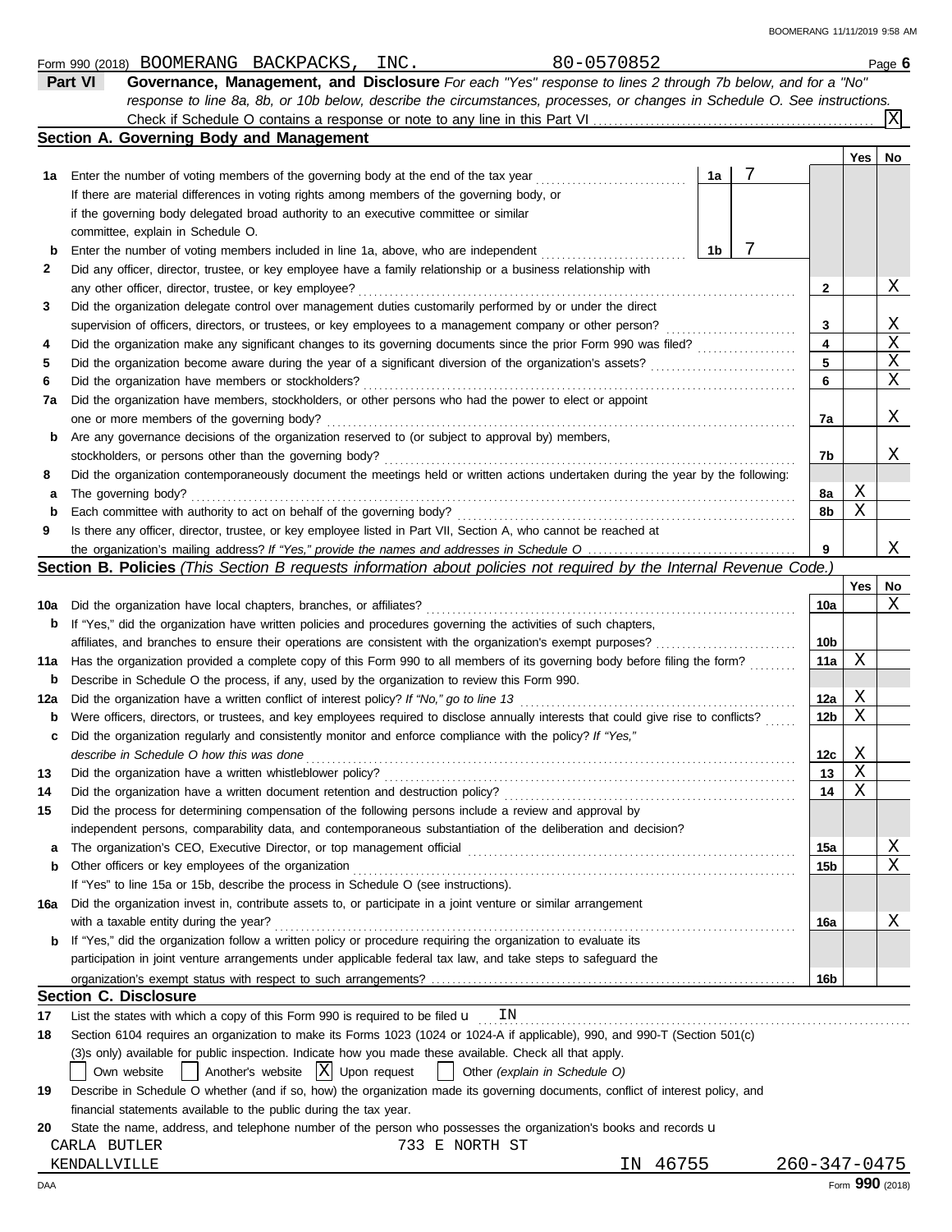Form 990 (2018) BOOMERANG BACKPACKS, INC. 80-0570852 Page **6**

## Part VI Governance, Management, and Disclosure

*For each "Yes" response to lines 2 through 7b below, and for a "No" response to line 8a, 8b, or 10b below, describe the circumstances, processes, or changes in Schedule O. See instructions.*

Check if Schedule O contains a response or note to any line in this Part VI . . . . . [X]

### Section A. Governing Body and Management

| | | | | Yes | No |
|---|---|---|---|---|---|
| **1a** | Enter the number of voting members of the governing body at the end of the tax year . . . . . If there are material differences in voting rights among members of the governing body, or if the governing body delegated broad authority to an executive committee or similar committee, explain in Schedule O. | 1a 7 | | | |
| **b** | Enter the number of voting members included in line 1a, above, who are independent . . . . . | 1b 7 | | | |
| **2** | Did any officer, director, trustee, or key employee have a family relationship or a business relationship with any other officer, director, trustee, or key employee? | | 2 | | X |
| **3** | Did the organization delegate control over management duties customarily performed by or under the direct supervision of officers, directors, or trustees, or key employees to a management company or other person? | | 3 | | X |
| **4** | Did the organization make any significant changes to its governing documents since the prior Form 990 was filed? | | 4 | | X |
| **5** | Did the organization become aware during the year of a significant diversion of the organization's assets? | | 5 | | X |
| **6** | Did the organization have members or stockholders? | | 6 | | X |
| **7a** | Did the organization have members, stockholders, or other persons who had the power to elect or appoint one or more members of the governing body? | | 7a | | X |
| **b** | Are any governance decisions of the organization reserved to (or subject to approval by) members, stockholders, or persons other than the governing body? | | 7b | | X |
| **8** | Did the organization contemporaneously document the meetings held or written actions undertaken during the year by the following: | | | | |
| **a** | The governing body? | | 8a | X | |
| **b** | Each committee with authority to act on behalf of the governing body? | | 8b | X | |
| **9** | Is there any officer, director, trustee, or key employee listed in Part VII, Section A, who cannot be reached at the organization's mailing address? *If "Yes," provide the names and addresses in Schedule O* | | 9 | | X |

### Section B. Policies *(This Section B requests information about policies not required by the Internal Revenue Code.)*

| | | | Yes | No |
|---|---|---|---|---|
| **10a** | Did the organization have local chapters, branches, or affiliates? | 10a | | X |
| **b** | If "Yes," did the organization have written policies and procedures governing the activities of such chapters, affiliates, and branches to ensure their operations are consistent with the organization's exempt purposes? | 10b | | |
| **11a** | Has the organization provided a complete copy of this Form 990 to all members of its governing body before filing the form? | 11a | X | |
| **b** | Describe in Schedule O the process, if any, used by the organization to review this Form 990. | | | |
| **12a** | Did the organization have a written conflict of interest policy? *If "No," go to line 13* | 12a | X | |
| **b** | Were officers, directors, or trustees, and key employees required to disclose annually interests that could give rise to conflicts? | 12b | X | |
| **c** | Did the organization regularly and consistently monitor and enforce compliance with the policy? *If "Yes," describe in Schedule O how this was done* | 12c | X | |
| **13** | Did the organization have a written whistleblower policy? | 13 | X | |
| **14** | Did the organization have a written document retention and destruction policy? | 14 | X | |
| **15** | Did the process for determining compensation of the following persons include a review and approval by independent persons, comparability data, and contemporaneous substantiation of the deliberation and decision? | | | |
| **a** | The organization's CEO, Executive Director, or top management official | 15a | | X |
| **b** | Other officers or key employees of the organization | 15b | | X |
| | If "Yes" to line 15a or 15b, describe the process in Schedule O (see instructions). | | | |
| **16a** | Did the organization invest in, contribute assets to, or participate in a joint venture or similar arrangement with a taxable entity during the year? | 16a | | X |
| **b** | If "Yes," did the organization follow a written policy or procedure requiring the organization to evaluate its participation in joint venture arrangements under applicable federal tax law, and take steps to safeguard the organization's exempt status with respect to such arrangements? | 16b | | |

### Section C. Disclosure

**17** List the states with which a copy of this Form 990 is required to be filed u IN

**18** Section 6104 requires an organization to make its Forms 1023 (1024 or 1024-A if applicable), 990, and 990-T (Section 501(c)(3)s only) available for public inspection. Indicate how you made these available. Check all that apply.

[ ] Own website [ ] Another's website [X] Upon request [ ] Other *(explain in Schedule O)*

**19** Describe in Schedule O whether (and if so, how) the organization made its governing documents, conflict of interest policy, and financial statements available to the public during the tax year.

**20** State the name, address, and telephone number of the person who possesses the organization's books and records u

CARLA BUTLER 733 E NORTH ST
KENDALLVILLE IN 46755 260-347-0475

Form **990** (2018)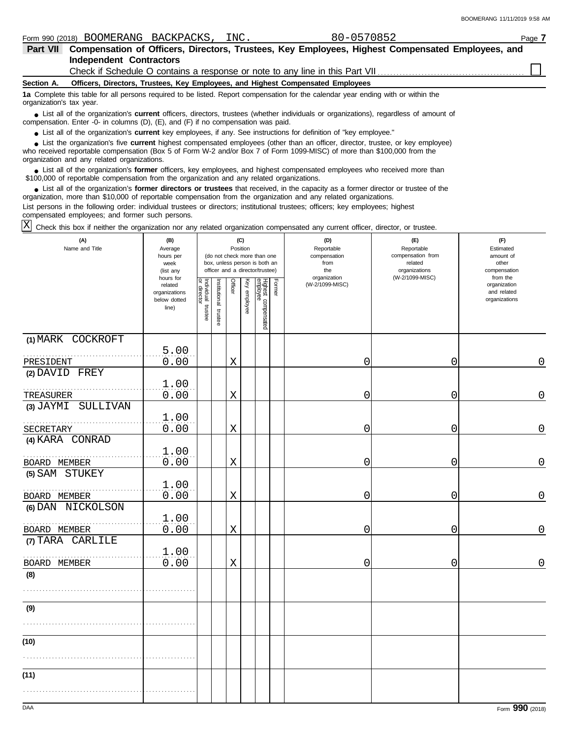Form 990 (2018) BOOMERANG BACKPACKS, INC. 80-0570852 Page **7**

## Part VII Compensation of Officers, Directors, Trustees, Key Employees, Highest Compensated Employees, and Independent Contractors

Check if Schedule O contains a response or note to any line in this Part VII ☐

### Section A. Officers, Directors, Trustees, Key Employees, and Highest Compensated Employees

**1a** Complete this table for all persons required to be listed. Report compensation for the calendar year ending with or within the organization's tax year.

- List all of the organization's **current** officers, directors, trustees (whether individuals or organizations), regardless of amount of compensation. Enter -0- in columns (D), (E), and (F) if no compensation was paid.
- List all of the organization's **current** key employees, if any. See instructions for definition of "key employee."
- List the organization's five **current** highest compensated employees (other than an officer, director, trustee, or key employee) who received reportable compensation (Box 5 of Form W-2 and/or Box 7 of Form 1099-MISC) of more than $100,000 from the organization and any related organizations.
- List all of the organization's **former** officers, key employees, and highest compensated employees who received more than $100,000 of reportable compensation from the organization and any related organizations.
- List all of the organization's **former directors or trustees** that received, in the capacity as a former director or trustee of the organization, more than $10,000 of reportable compensation from the organization and any related organizations.

List persons in the following order: individual trustees or directors; institutional trustees; officers; key employees; highest compensated employees; and former such persons.

☒ Check this box if neither the organization nor any related organization compensated any current officer, director, or trustee.

| (A) Name and Title | (B) Average hours per week (list any hours for related organizations below dotted line) | (C) Position (do not check more than one box, unless person is both an officer and a director/trustee): Individual trustee or director | Institutional trustee | Officer | Key employee | Highest compensated employee | Former | (D) Reportable compensation from the organization (W-2/1099-MISC) | (E) Reportable compensation from related organizations (W-2/1099-MISC) | (F) Estimated amount of other compensation from the organization and related organizations |
|---|---|---|---|---|---|---|---|---|---|---|
| (1) MARK COCKROFT<br>PRESIDENT | 5.00<br>0.00 | | | X | | | | 0 | 0 | 0 |
| (2) DAVID FREY<br>TREASURER | 1.00<br>0.00 | | | X | | | | 0 | 0 | 0 |
| (3) JAYMI SULLIVAN<br>SECRETARY | 1.00<br>0.00 | | | X | | | | 0 | 0 | 0 |
| (4) KARA CONRAD<br>BOARD MEMBER | 1.00<br>0.00 | | | X | | | | 0 | 0 | 0 |
| (5) SAM STUKEY<br>BOARD MEMBER | 1.00<br>0.00 | | | X | | | | 0 | 0 | 0 |
| (6) DAN NICKOLSON<br>BOARD MEMBER | 1.00<br>0.00 | | | X | | | | 0 | 0 | 0 |
| (7) TARA CARLILE<br>BOARD MEMBER | 1.00<br>0.00 | | | X | | | | 0 | 0 | 0 |
| (8) | | | | | | | | | | |
| (9) | | | | | | | | | | |
| (10) | | | | | | | | | | |
| (11) | | | | | | | | | | |

Form **990** (2018)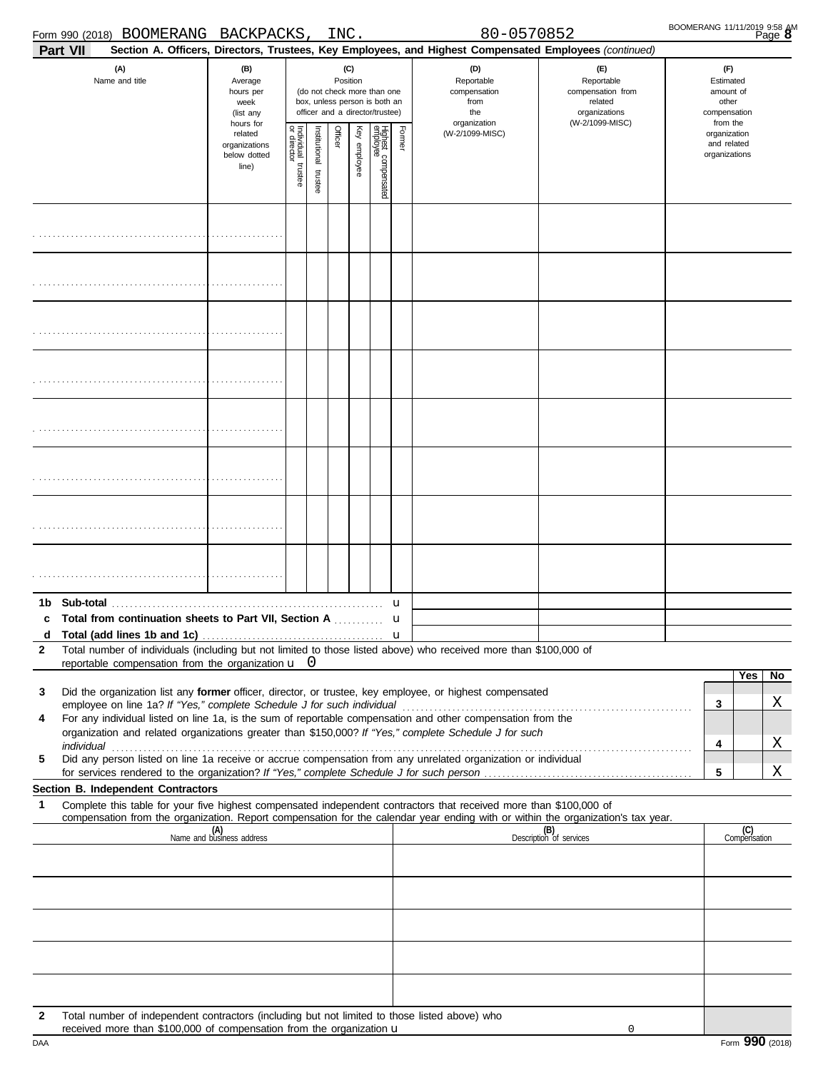Form 990 (2018) BOOMERANG BACKPACKS, INC. 80-0570852

**Part VII** **Section A. Officers, Directors, Trustees, Key Employees, and Highest Compensated Employees** *(continued)*

| (A) Name and title | (B) Average hours per week (list any hours for related organizations below dotted line) | (C) Position (do not check more than one box, unless person is both an officer and a director/trustee) | | | | | | (D) Reportable compensation from the organization (W-2/1099-MISC) | (E) Reportable compensation from related organizations (W-2/1099-MISC) | (F) Estimated amount of other compensation from the organization and related organizations |
|---|---|---|---|---|---|---|---|---|---|---|
| | | Individual trustee or director | Institutional trustee | Officer | Key employee | Highest compensated employee | Former | | | |
| | | | | | | | | | | |
| | | | | | | | | | | |
| | | | | | | | | | | |
| | | | | | | | | | | |
| | | | | | | | | | | |
| | | | | | | | | | | |
| | | | | | | | | | | |
| | | | | | | | | | | |

**1b Sub-total** u

**c Total from continuation sheets to Part VII, Section A** u

**d Total (add lines 1b and 1c)** u

**2** Total number of individuals (including but not limited to those listed above) who received more than $100,000 of reportable compensation from the organization u 0

| | | Yes | No |
|---|---|---|---|
| **3** Did the organization list any **former** officer, director, or trustee, key employee, or highest compensated employee on line 1a? *If "Yes," complete Schedule J for such individual* | 3 | | X |
| **4** For any individual listed on line 1a, is the sum of reportable compensation and other compensation from the organization and related organizations greater than $150,000? *If "Yes," complete Schedule J for such individual* | 4 | | X |
| **5** Did any person listed on line 1a receive or accrue compensation from any unrelated organization or individual for services rendered to the organization? *If "Yes," complete Schedule J for such person* | 5 | | X |

**Section B. Independent Contractors**

**1** Complete this table for your five highest compensated independent contractors that received more than $100,000 of compensation from the organization. Report compensation for the calendar year ending with or within the organization's tax year.

| (A) Name and business address | (B) Description of services | (C) Compensation |
|---|---|---|
| | | |
| | | |
| | | |
| | | |
| | | |

**2** Total number of independent contractors (including but not limited to those listed above) who received more than $100,000 of compensation from the organization u 0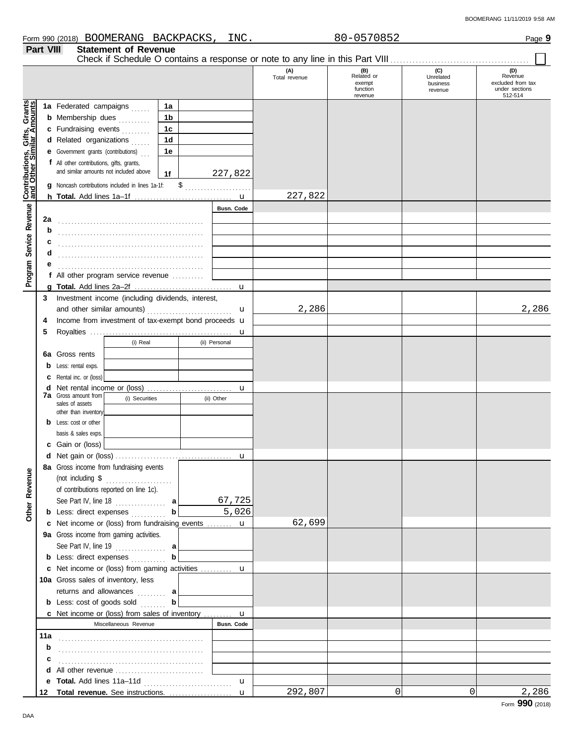Form 990 (2018) BOOMERANG BACKPACKS, INC. 80-0570852

## Part VIII Statement of Revenue

Check if Schedule O contains a response or note to any line in this Part VIII ☐

| | | | (A) Total revenue | (B) Related or exempt function revenue | (C) Unrelated business revenue | (D) Revenue excluded from tax under sections 512-514 |
|---|---|---|---|---|---|---|
| **Contributions, Gifts, Grants and Other Similar Amounts** | 1a Federated campaigns | 1a | | | | |
| | b Membership dues | 1b | | | | |
| | c Fundraising events | 1c | | | | |
| | d Related organizations | 1d | | | | |
| | e Government grants (contributions) | 1e | | | | |
| | f All other contributions, gifts, grants, and similar amounts not included above | 1f 227,822 | | | | |
| | g Noncash contributions included in lines 1a-1f: $ | | | | | |
| | h **Total.** Add lines 1a–1f | | 227,822 | | | |
| **Program Service Revenue** | | Busn. Code | | | | |
| | 2a | | | | | |
| | b | | | | | |
| | c | | | | | |
| | d | | | | | |
| | e | | | | | |
| | f All other program service revenue | | | | | |
| | g **Total.** Add lines 2a–2f | | | | | |
| | 3 Investment income (including dividends, interest, and other similar amounts) | | 2,286 | | | 2,286 |
| | 4 Income from investment of tax-exempt bond proceeds | | | | | |
| | 5 Royalties | | | | | |
| | | (i) Real / (ii) Personal | | | | |
| | 6a Gross rents | | | | | |
| | b Less: rental exps. | | | | | |
| | c Rental inc. or (loss) | | | | | |
| | d Net rental income or (loss) | | | | | |
| | 7a Gross amount from sales of assets other than inventory | (i) Securities / (ii) Other | | | | |
| | b Less: cost or other basis & sales exps. | | | | | |
| | c Gain or (loss) | | | | | |
| | d Net gain or (loss) | | | | | |
| **Other Revenue** | 8a Gross income from fundraising events (not including $ of contributions reported on line 1c). See Part IV, line 18 | a 67,725 | | | | |
| | b Less: direct expenses | b 5,026 | | | | |
| | c Net income or (loss) from fundraising events | | 62,699 | | | |
| | 9a Gross income from gaming activities. See Part IV, line 19 | a | | | | |
| | b Less: direct expenses | b | | | | |
| | c Net income or (loss) from gaming activities | | | | | |
| | 10a Gross sales of inventory, less returns and allowances | a | | | | |
| | b Less: cost of goods sold | b | | | | |
| | c Net income or (loss) from sales of inventory | | | | | |
| | Miscellaneous Revenue | Busn. Code | | | | |
| | 11a | | | | | |
| | b | | | | | |
| | c | | | | | |
| | d All other revenue | | | | | |
| | e **Total.** Add lines 11a–11d | | | | | |
| | 12 **Total revenue.** See instructions. | | 292,807 | 0 | 0 | 2,286 |

Form **990** (2018)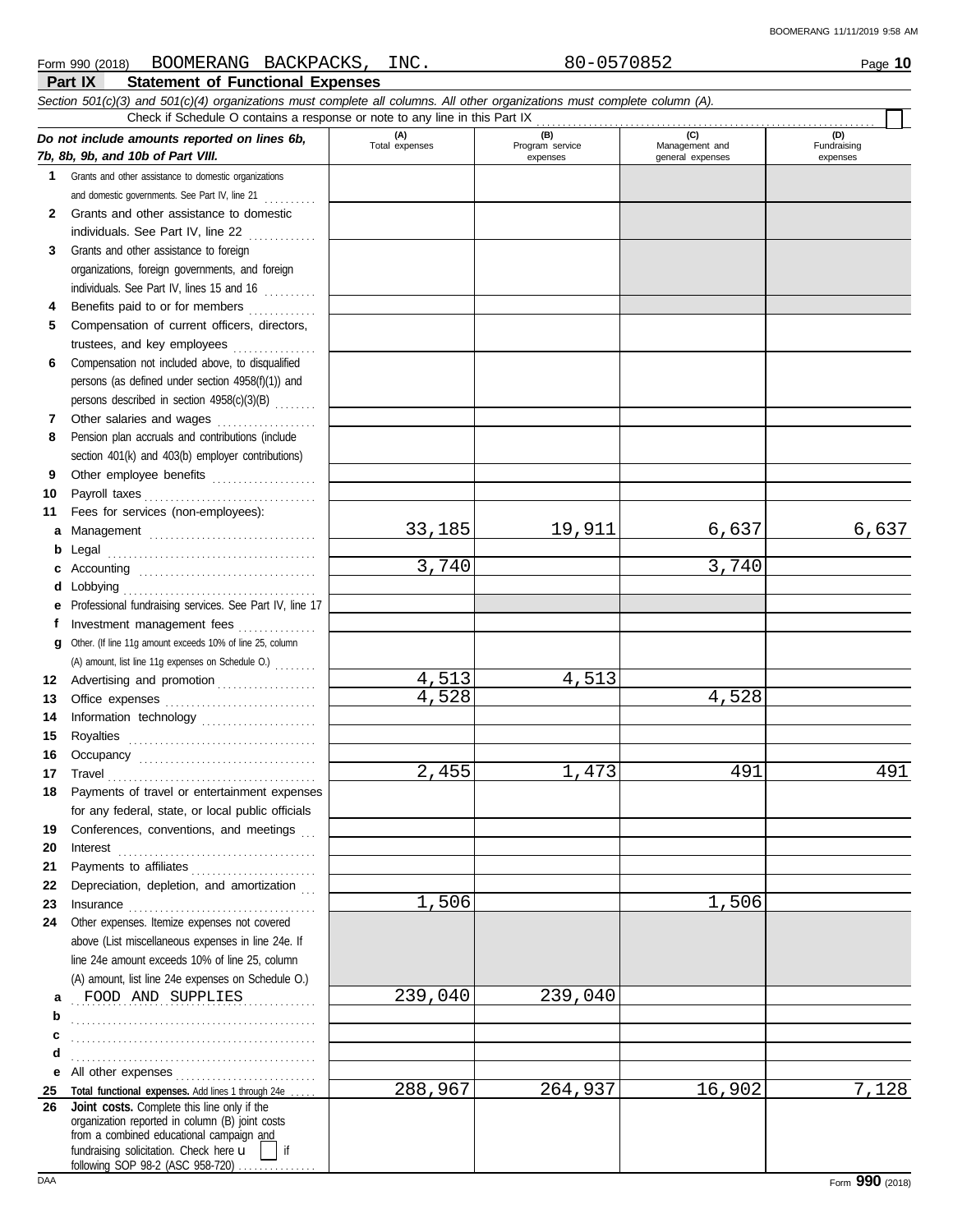Form 990 (2018) BOOMERANG BACKPACKS, INC. 80-0570852 Page **10**

## Part IX Statement of Functional Expenses

*Section 501(c)(3) and 501(c)(4) organizations must complete all columns. All other organizations must complete column (A).*

Check if Schedule O contains a response or note to any line in this Part IX

| *Do not include amounts reported on lines 6b, 7b, 8b, 9b, and 10b of Part VIII.* | (A) Total expenses | (B) Program service expenses | (C) Management and general expenses | (D) Fundraising expenses |
|---|---|---|---|---|
| **1** Grants and other assistance to domestic organizations and domestic governments. See Part IV, line 21 | | | | |
| **2** Grants and other assistance to domestic individuals. See Part IV, line 22 | | | | |
| **3** Grants and other assistance to foreign organizations, foreign governments, and foreign individuals. See Part IV, lines 15 and 16 | | | | |
| **4** Benefits paid to or for members | | | | |
| **5** Compensation of current officers, directors, trustees, and key employees | | | | |
| **6** Compensation not included above, to disqualified persons (as defined under section 4958(f)(1)) and persons described in section 4958(c)(3)(B) | | | | |
| **7** Other salaries and wages | | | | |
| **8** Pension plan accruals and contributions (include section 401(k) and 403(b) employer contributions) | | | | |
| **9** Other employee benefits | | | | |
| **10** Payroll taxes | | | | |
| **11** Fees for services (non-employees): | | | | |
| **a** Management | 33,185 | 19,911 | 6,637 | 6,637 |
| **b** Legal | | | | |
| **c** Accounting | 3,740 | | 3,740 | |
| **d** Lobbying | | | | |
| **e** Professional fundraising services. See Part IV, line 17 | | | | |
| **f** Investment management fees | | | | |
| **g** Other. (If line 11g amount exceeds 10% of line 25, column (A) amount, list line 11g expenses on Schedule O.) | | | | |
| **12** Advertising and promotion | 4,513 | 4,513 | | |
| **13** Office expenses | 4,528 | | 4,528 | |
| **14** Information technology | | | | |
| **15** Royalties | | | | |
| **16** Occupancy | | | | |
| **17** Travel | 2,455 | 1,473 | 491 | 491 |
| **18** Payments of travel or entertainment expenses for any federal, state, or local public officials | | | | |
| **19** Conferences, conventions, and meetings | | | | |
| **20** Interest | | | | |
| **21** Payments to affiliates | | | | |
| **22** Depreciation, depletion, and amortization | | | | |
| **23** Insurance | 1,506 | | 1,506 | |
| **24** Other expenses. Itemize expenses not covered above (List miscellaneous expenses in line 24e. If line 24e amount exceeds 10% of line 25, column (A) amount, list line 24e expenses on Schedule O.) | | | | |
| **a** FOOD AND SUPPLIES | 239,040 | 239,040 | | |
| **b** | | | | |
| **c** | | | | |
| **d** | | | | |
| **e** All other expenses | | | | |
| **25 Total functional expenses.** Add lines 1 through 24e | 288,967 | 264,937 | 16,902 | 7,128 |
| **26 Joint costs.** Complete this line only if the organization reported in column (B) joint costs from a combined educational campaign and fundraising solicitation. Check here ☐ if following SOP 98-2 (ASC 958-720) | | | | |

Form **990** (2018)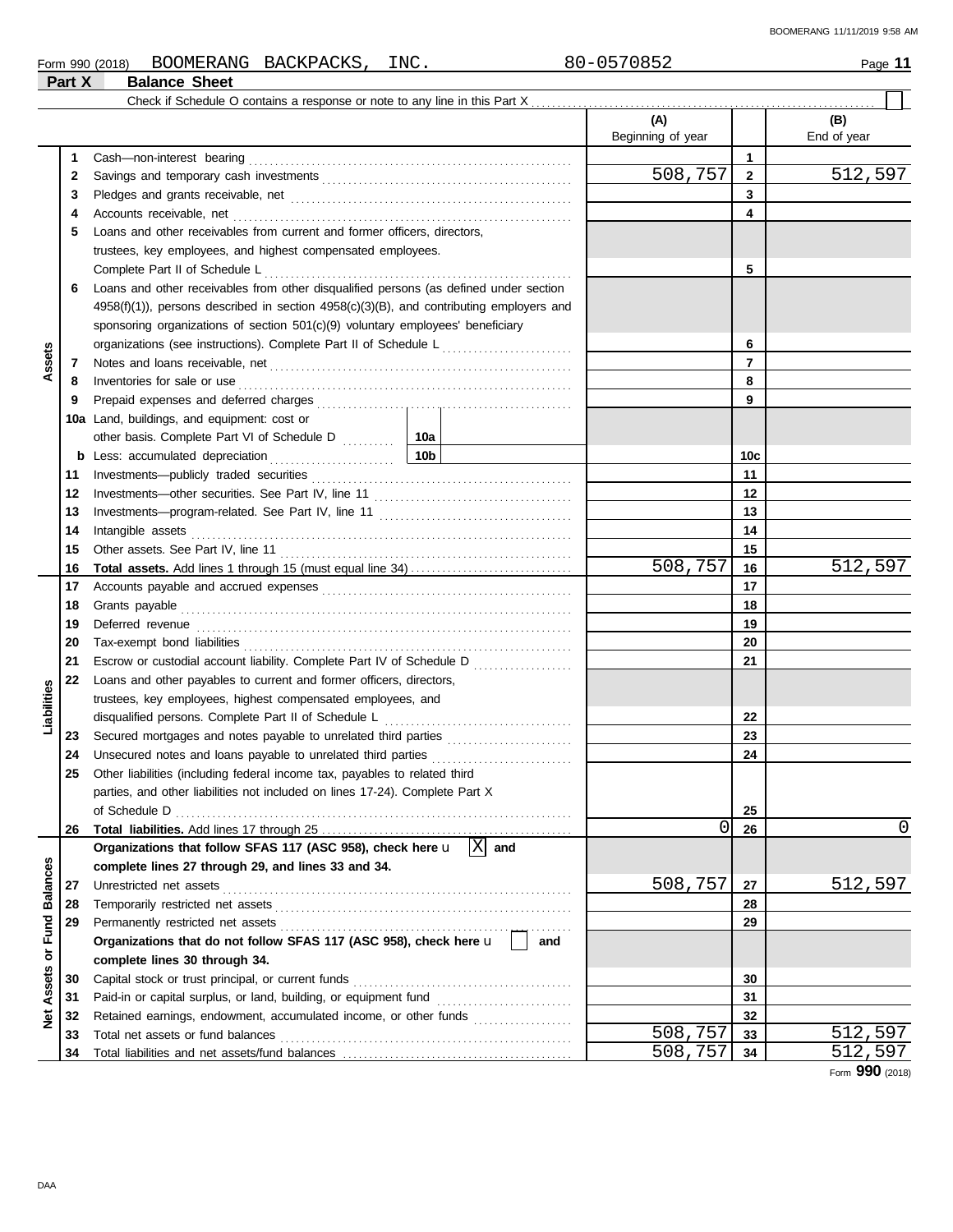Form 990 (2018) BOOMERANG BACKPACKS, INC. 80-0570852 Page **11**

## Part X Balance Sheet

Check if Schedule O contains a response or note to any line in this Part X ☐

| | | | (A) Beginning of year | | (B) End of year |
|---|---|---|---|---|---|
| **Assets** | 1 | Cash—non-interest bearing | | 1 | |
| | 2 | Savings and temporary cash investments | 508,757 | 2 | 512,597 |
| | 3 | Pledges and grants receivable, net | | 3 | |
| | 4 | Accounts receivable, net | | 4 | |
| | 5 | Loans and other receivables from current and former officers, directors, trustees, key employees, and highest compensated employees. Complete Part II of Schedule L | | 5 | |
| | 6 | Loans and other receivables from other disqualified persons (as defined under section 4958(f)(1)), persons described in section 4958(c)(3)(B), and contributing employers and sponsoring organizations of section 501(c)(9) voluntary employees' beneficiary organizations (see instructions). Complete Part II of Schedule L | | 6 | |
| | 7 | Notes and loans receivable, net | | 7 | |
| | 8 | Inventories for sale or use | | 8 | |
| | 9 | Prepaid expenses and deferred charges | | 9 | |
| | 10a | Land, buildings, and equipment: cost or other basis. Complete Part VI of Schedule D — 10a | | | |
| | b | Less: accumulated depreciation — 10b | | 10c | |
| | 11 | Investments—publicly traded securities | | 11 | |
| | 12 | Investments—other securities. See Part IV, line 11 | | 12 | |
| | 13 | Investments—program-related. See Part IV, line 11 | | 13 | |
| | 14 | Intangible assets | | 14 | |
| | 15 | Other assets. See Part IV, line 11 | | 15 | |
| | 16 | **Total assets.** Add lines 1 through 15 (must equal line 34) | 508,757 | 16 | 512,597 |
| **Liabilities** | 17 | Accounts payable and accrued expenses | | 17 | |
| | 18 | Grants payable | | 18 | |
| | 19 | Deferred revenue | | 19 | |
| | 20 | Tax-exempt bond liabilities | | 20 | |
| | 21 | Escrow or custodial account liability. Complete Part IV of Schedule D | | 21 | |
| | 22 | Loans and other payables to current and former officers, directors, trustees, key employees, highest compensated employees, and disqualified persons. Complete Part II of Schedule L | | 22 | |
| | 23 | Secured mortgages and notes payable to unrelated third parties | | 23 | |
| | 24 | Unsecured notes and loans payable to unrelated third parties | | 24 | |
| | 25 | Other liabilities (including federal income tax, payables to related third parties, and other liabilities not included on lines 17-24). Complete Part X of Schedule D | | 25 | |
| | 26 | **Total liabilities.** Add lines 17 through 25 | 0 | 26 | 0 |
| **Net Assets or Fund Balances** | | **Organizations that follow SFAS 117 (ASC 958), check here** ☒ **and complete lines 27 through 29, and lines 33 and 34.** | | | |
| | 27 | Unrestricted net assets | 508,757 | 27 | 512,597 |
| | 28 | Temporarily restricted net assets | | 28 | |
| | 29 | Permanently restricted net assets | | 29 | |
| | | **Organizations that do not follow SFAS 117 (ASC 958), check here** ☐ **and complete lines 30 through 34.** | | | |
| | 30 | Capital stock or trust principal, or current funds | | 30 | |
| | 31 | Paid-in or capital surplus, or land, building, or equipment fund | | 31 | |
| | 32 | Retained earnings, endowment, accumulated income, or other funds | | 32 | |
| | 33 | Total net assets or fund balances | 508,757 | 33 | 512,597 |
| | 34 | Total liabilities and net assets/fund balances | 508,757 | 34 | 512,597 |

Form **990** (2018)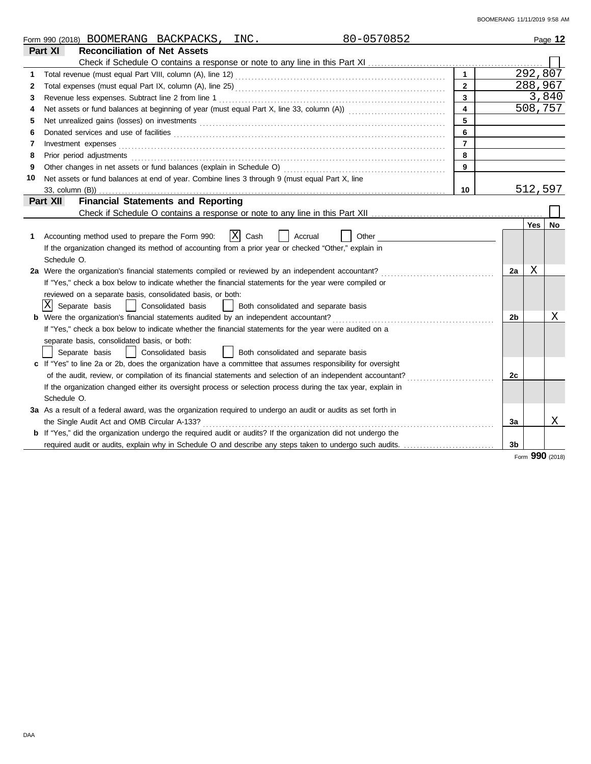Form 990 (2018) BOOMERANG BACKPACKS, INC. 80-0570852 Page **12**

## Part XI Reconciliation of Net Assets

Check if Schedule O contains a response or note to any line in this Part XI ☐

| | | | |
|---|---|---|---|
| **1** | Total revenue (must equal Part VIII, column (A), line 12) | **1** | 292,807 |
| **2** | Total expenses (must equal Part IX, column (A), line 25) | **2** | 288,967 |
| **3** | Revenue less expenses. Subtract line 2 from line 1 | **3** | 3,840 |
| **4** | Net assets or fund balances at beginning of year (must equal Part X, line 33, column (A)) | **4** | 508,757 |
| **5** | Net unrealized gains (losses) on investments | **5** | |
| **6** | Donated services and use of facilities | **6** | |
| **7** | Investment expenses | **7** | |
| **8** | Prior period adjustments | **8** | |
| **9** | Other changes in net assets or fund balances (explain in Schedule O) | **9** | |
| **10** | Net assets or fund balances at end of year. Combine lines 3 through 9 (must equal Part X, line 33, column (B)) | **10** | 512,597 |

## Part XII Financial Statements and Reporting

Check if Schedule O contains a response or note to any line in this Part XII ☐

| | | | Yes | No |
|---|---|---|---|---|
| **1** | Accounting method used to prepare the Form 990: ☒ Cash ☐ Accrual ☐ Other<br>If the organization changed its method of accounting from a prior year or checked "Other," explain in Schedule O. | | | |
| **2a** | Were the organization's financial statements compiled or reviewed by an independent accountant?<br>If "Yes," check a box below to indicate whether the financial statements for the year were compiled or reviewed on a separate basis, consolidated basis, or both:<br>☒ Separate basis ☐ Consolidated basis ☐ Both consolidated and separate basis | **2a** | X | |
| **b** | Were the organization's financial statements audited by an independent accountant?<br>If "Yes," check a box below to indicate whether the financial statements for the year were audited on a separate basis, consolidated basis, or both:<br>☐ Separate basis ☐ Consolidated basis ☐ Both consolidated and separate basis | **2b** | | X |
| **c** | If "Yes" to line 2a or 2b, does the organization have a committee that assumes responsibility for oversight of the audit, review, or compilation of its financial statements and selection of an independent accountant?<br>If the organization changed either its oversight process or selection process during the tax year, explain in Schedule O. | **2c** | | |
| **3a** | As a result of a federal award, was the organization required to undergo an audit or audits as set forth in the Single Audit Act and OMB Circular A-133? | **3a** | | X |
| **b** | If "Yes," did the organization undergo the required audit or audits? If the organization did not undergo the required audit or audits, explain why in Schedule O and describe any steps taken to undergo such audits. | **3b** | | |

Form **990** (2018)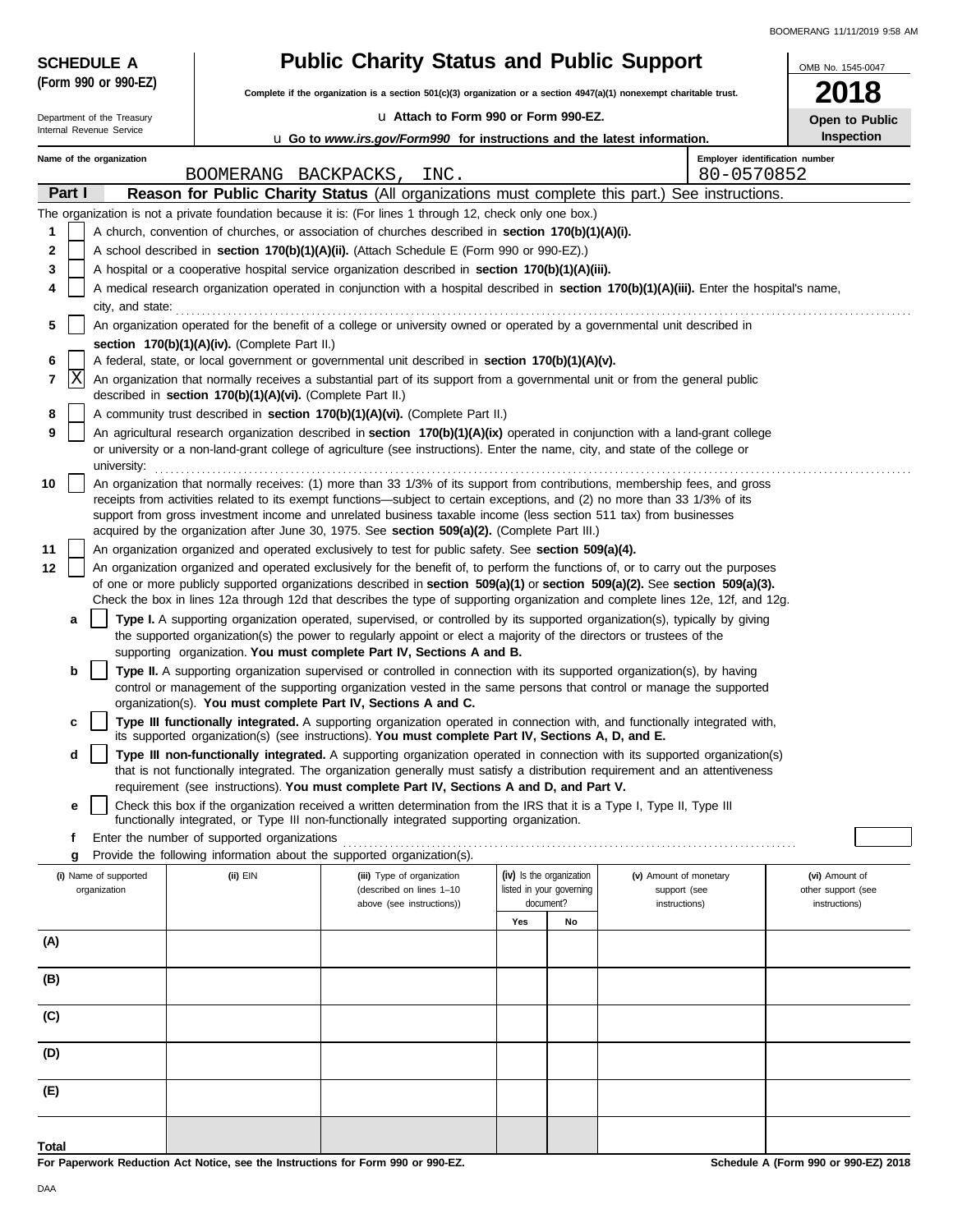**SCHEDULE A (Form 990 or 990-EZ)**

Department of the Treasury
Internal Revenue Service

# Public Charity Status and Public Support

**Complete if the organization is a section 501(c)(3) organization or a section 4947(a)(1) nonexempt charitable trust.**

u Attach to Form 990 or Form 990-EZ.

u Go to *www.irs.gov/Form990* for instructions and the latest information.

OMB No. 1545-0047

**2018**

**Open to Public Inspection**

Name of the organization: BOOMERANG BACKPACKS, INC.

Employer identification number: 80-0570852

**Part I — Reason for Public Charity Status** (All organizations must complete this part.) See instructions.

The organization is not a private foundation because it is: (For lines 1 through 12, check only one box.)

1 [ ] A church, convention of churches, or association of churches described in **section 170(b)(1)(A)(i).**

2 [ ] A school described in **section 170(b)(1)(A)(ii).** (Attach Schedule E (Form 990 or 990-EZ).)

3 [ ] A hospital or a cooperative hospital service organization described in **section 170(b)(1)(A)(iii).**

4 [ ] A medical research organization operated in conjunction with a hospital described in **section 170(b)(1)(A)(iii).** Enter the hospital's name, city, and state:

5 [ ] An organization operated for the benefit of a college or university owned or operated by a governmental unit described in **section 170(b)(1)(A)(iv).** (Complete Part II.)

6 [ ] A federal, state, or local government or governmental unit described in **section 170(b)(1)(A)(v).**

7 [X] An organization that normally receives a substantial part of its support from a governmental unit or from the general public described in **section 170(b)(1)(A)(vi).** (Complete Part II.)

8 [ ] A community trust described in **section 170(b)(1)(A)(vi).** (Complete Part II.)

9 [ ] An agricultural research organization described in **section 170(b)(1)(A)(ix)** operated in conjunction with a land-grant college or university or a non-land-grant college of agriculture (see instructions). Enter the name, city, and state of the college or university:

10 [ ] An organization that normally receives: (1) more than 33 1/3% of its support from contributions, membership fees, and gross receipts from activities related to its exempt functions—subject to certain exceptions, and (2) no more than 33 1/3% of its support from gross investment income and unrelated business taxable income (less section 511 tax) from businesses acquired by the organization after June 30, 1975. See **section 509(a)(2).** (Complete Part III.)

11 [ ] An organization organized and operated exclusively to test for public safety. See **section 509(a)(4).**

12 [ ] An organization organized and operated exclusively for the benefit of, to perform the functions of, or to carry out the purposes of one or more publicly supported organizations described in **section 509(a)(1)** or **section 509(a)(2).** See **section 509(a)(3).** Check the box in lines 12a through 12d that describes the type of supporting organization and complete lines 12e, 12f, and 12g.

a [ ] **Type I.** A supporting organization operated, supervised, or controlled by its supported organization(s), typically by giving the supported organization(s) the power to regularly appoint or elect a majority of the directors or trustees of the supporting organization. **You must complete Part IV, Sections A and B.**

b [ ] **Type II.** A supporting organization supervised or controlled in connection with its supported organization(s), by having control or management of the supporting organization vested in the same persons that control or manage the supported organization(s). **You must complete Part IV, Sections A and C.**

c [ ] **Type III functionally integrated.** A supporting organization operated in connection with, and functionally integrated with, its supported organization(s) (see instructions). **You must complete Part IV, Sections A, D, and E.**

d [ ] **Type III non-functionally integrated.** A supporting organization operated in connection with its supported organization(s) that is not functionally integrated. The organization generally must satisfy a distribution requirement and an attentiveness requirement (see instructions). **You must complete Part IV, Sections A and D, and Part V.**

e [ ] Check this box if the organization received a written determination from the IRS that it is a Type I, Type II, Type III functionally integrated, or Type III non-functionally integrated supporting organization.

f Enter the number of supported organizations

g Provide the following information about the supported organization(s).

| (i) Name of supported organization | (ii) EIN | (iii) Type of organization (described on lines 1–10 above (see instructions)) | (iv) Is the organization listed in your governing document? Yes | No | (v) Amount of monetary support (see instructions) | (vi) Amount of other support (see instructions) |
|---|---|---|---|---|---|---|
| (A) | | | | | | |
| (B) | | | | | | |
| (C) | | | | | | |
| (D) | | | | | | |
| (E) | | | | | | |
| **Total** | | | | | | |

**For Paperwork Reduction Act Notice, see the Instructions for Form 990 or 990-EZ.**

**Schedule A (Form 990 or 990-EZ) 2018**

DAA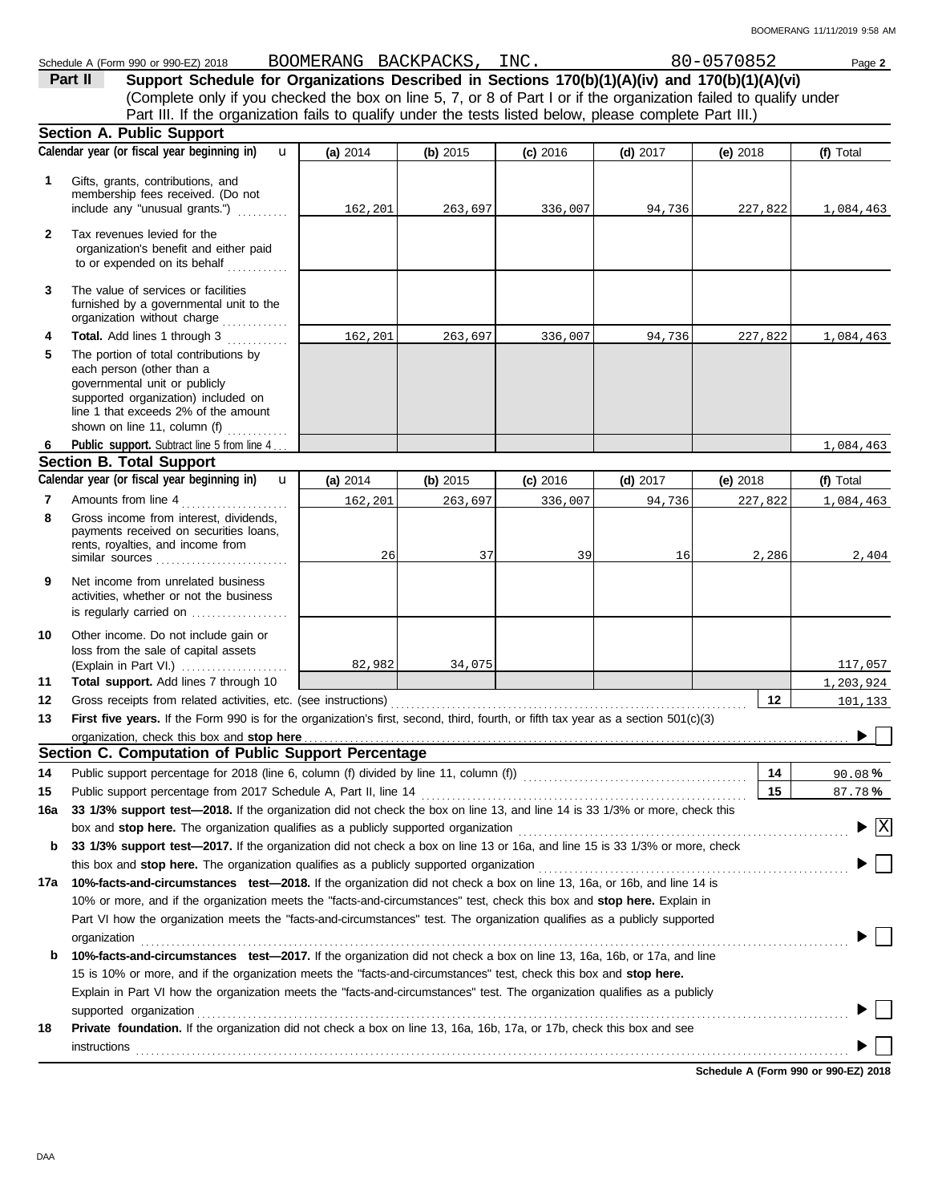Schedule A (Form 990 or 990-EZ) 2018 BOOMERANG BACKPACKS, INC. 80-0570852

## Part II Support Schedule for Organizations Described in Sections 170(b)(1)(A)(iv) and 170(b)(1)(A)(vi)

(Complete only if you checked the box on line 5, 7, or 8 of Part I or if the organization failed to qualify under Part III. If the organization fails to qualify under the tests listed below, please complete Part III.)

### Section A. Public Support

| Calendar year (or fiscal year beginning in) | (a) 2014 | (b) 2015 | (c) 2016 | (d) 2017 | (e) 2018 | (f) Total |
|---|---|---|---|---|---|---|
| 1 Gifts, grants, contributions, and membership fees received. (Do not include any "unusual grants.") | 162,201 | 263,697 | 336,007 | 94,736 | 227,822 | 1,084,463 |
| 2 Tax revenues levied for the organization's benefit and either paid to or expended on its behalf | | | | | | |
| 3 The value of services or facilities furnished by a governmental unit to the organization without charge | | | | | | |
| 4 **Total.** Add lines 1 through 3 | 162,201 | 263,697 | 336,007 | 94,736 | 227,822 | 1,084,463 |
| 5 The portion of total contributions by each person (other than a governmental unit or publicly supported organization) included on line 1 that exceeds 2% of the amount shown on line 11, column (f) | | | | | | |
| 6 **Public support.** Subtract line 5 from line 4 | | | | | | 1,084,463 |

### Section B. Total Support

| Calendar year (or fiscal year beginning in) | (a) 2014 | (b) 2015 | (c) 2016 | (d) 2017 | (e) 2018 | (f) Total |
|---|---|---|---|---|---|---|
| 7 Amounts from line 4 | 162,201 | 263,697 | 336,007 | 94,736 | 227,822 | 1,084,463 |
| 8 Gross income from interest, dividends, payments received on securities loans, rents, royalties, and income from similar sources | 26 | 37 | 39 | 16 | 2,286 | 2,404 |
| 9 Net income from unrelated business activities, whether or not the business is regularly carried on | | | | | | |
| 10 Other income. Do not include gain or loss from the sale of capital assets (Explain in Part VI.) | 82,982 | 34,075 | | | | 117,057 |
| 11 **Total support.** Add lines 7 through 10 | | | | | | 1,203,924 |

12 Gross receipts from related activities, etc. (see instructions) — **12** — 101,133

13 **First five years.** If the Form 990 is for the organization's first, second, third, fourth, or fifth tax year as a section 501(c)(3) organization, check this box and **stop here** ☐

### Section C. Computation of Public Support Percentage

14 Public support percentage for 2018 (line 6, column (f) divided by line 11, column (f)) — **14** — 90.08 %

15 Public support percentage from 2017 Schedule A, Part II, line 14 — **15** — 87.78 %

16a **33 1/3% support test—2018.** If the organization did not check the box on line 13, and line 14 is 33 1/3% or more, check this box and **stop here.** The organization qualifies as a publicly supported organization ☒

b **33 1/3% support test—2017.** If the organization did not check a box on line 13 or 16a, and line 15 is 33 1/3% or more, check this box and **stop here.** The organization qualifies as a publicly supported organization ☐

17a **10%-facts-and-circumstances test—2018.** If the organization did not check a box on line 13, 16a, or 16b, and line 14 is 10% or more, and if the organization meets the "facts-and-circumstances" test, check this box and **stop here.** Explain in Part VI how the organization meets the "facts-and-circumstances" test. The organization qualifies as a publicly supported organization ☐

b **10%-facts-and-circumstances test—2017.** If the organization did not check a box on line 13, 16a, 16b, or 17a, and line 15 is 10% or more, and if the organization meets the "facts-and-circumstances" test, check this box and **stop here.** Explain in Part VI how the organization meets the "facts-and-circumstances" test. The organization qualifies as a publicly supported organization ☐

18 **Private foundation.** If the organization did not check a box on line 13, 16a, 16b, 17a, or 17b, check this box and see instructions ☐

**Schedule A (Form 990 or 990-EZ) 2018**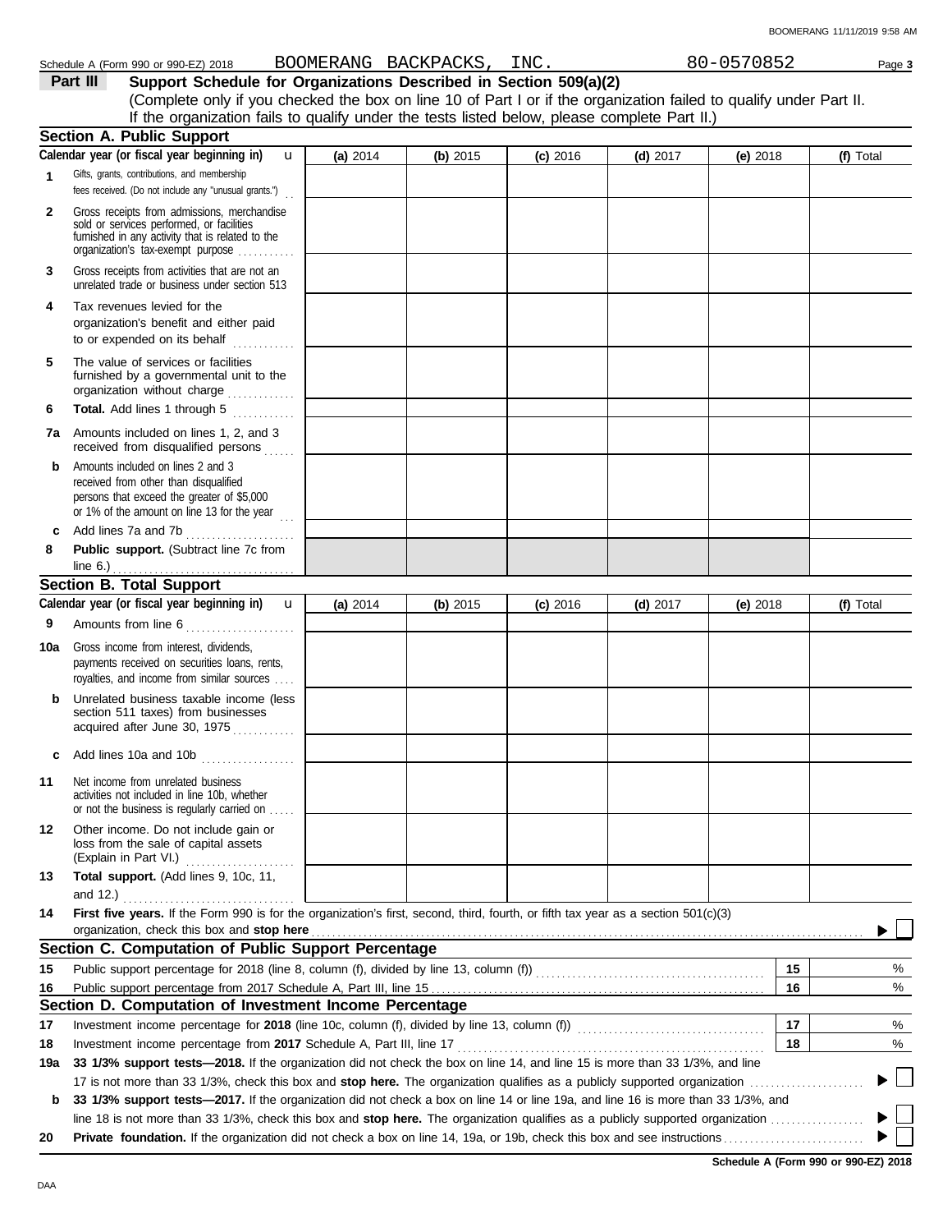Schedule A (Form 990 or 990-EZ) 2018 BOOMERANG BACKPACKS, INC. 80-0570852

**Part III** **Support Schedule for Organizations Described in Section 509(a)(2)**

(Complete only if you checked the box on line 10 of Part I or if the organization failed to qualify under Part II. If the organization fails to qualify under the tests listed below, please complete Part II.)

## Section A. Public Support

| Calendar year (or fiscal year beginning in) | (a) 2014 | (b) 2015 | (c) 2016 | (d) 2017 | (e) 2018 | (f) Total |
|---|---|---|---|---|---|---|
| **1** Gifts, grants, contributions, and membership fees received. (Do not include any "unusual grants.") | | | | | | |
| **2** Gross receipts from admissions, merchandise sold or services performed, or facilities furnished in any activity that is related to the organization's tax-exempt purpose | | | | | | |
| **3** Gross receipts from activities that are not an unrelated trade or business under section 513 | | | | | | |
| **4** Tax revenues levied for the organization's benefit and either paid to or expended on its behalf | | | | | | |
| **5** The value of services or facilities furnished by a governmental unit to the organization without charge | | | | | | |
| **6** **Total.** Add lines 1 through 5 | | | | | | |
| **7a** Amounts included on lines 1, 2, and 3 received from disqualified persons | | | | | | |
| **b** Amounts included on lines 2 and 3 received from other than disqualified persons that exceed the greater of $5,000 or 1% of the amount on line 13 for the year | | | | | | |
| **c** Add lines 7a and 7b | | | | | | |
| **8** **Public support.** (Subtract line 7c from line 6.) | | | | | | |

## Section B. Total Support

| Calendar year (or fiscal year beginning in) | (a) 2014 | (b) 2015 | (c) 2016 | (d) 2017 | (e) 2018 | (f) Total |
|---|---|---|---|---|---|---|
| **9** Amounts from line 6 | | | | | | |
| **10a** Gross income from interest, dividends, payments received on securities loans, rents, royalties, and income from similar sources | | | | | | |
| **b** Unrelated business taxable income (less section 511 taxes) from businesses acquired after June 30, 1975 | | | | | | |
| **c** Add lines 10a and 10b | | | | | | |
| **11** Net income from unrelated business activities not included in line 10b, whether or not the business is regularly carried on | | | | | | |
| **12** Other income. Do not include gain or loss from the sale of capital assets (Explain in Part VI.) | | | | | | |
| **13** **Total support.** (Add lines 9, 10c, 11, and 12.) | | | | | | |

**14** **First five years.** If the Form 990 is for the organization's first, second, third, fourth, or fifth tax year as a section 501(c)(3) organization, check this box and **stop here** ☐

## Section C. Computation of Public Support Percentage

| | | | |
|---|---|---|---|
| **15** | Public support percentage for 2018 (line 8, column (f), divided by line 13, column (f)) | **15** | % |
| **16** | Public support percentage from 2017 Schedule A, Part III, line 15 | **16** | % |

## Section D. Computation of Investment Income Percentage

| | | | |
|---|---|---|---|
| **17** | Investment income percentage for **2018** (line 10c, column (f), divided by line 13, column (f)) | **17** | % |
| **18** | Investment income percentage from **2017** Schedule A, Part III, line 17 | **18** | % |

**19a** **33 1/3% support tests—2018.** If the organization did not check the box on line 14, and line 15 is more than 33 1/3%, and line 17 is not more than 33 1/3%, check this box and **stop here.** The organization qualifies as a publicly supported organization ☐

**b** **33 1/3% support tests—2017.** If the organization did not check a box on line 14 or line 19a, and line 16 is more than 33 1/3%, and line 18 is not more than 33 1/3%, check this box and **stop here.** The organization qualifies as a publicly supported organization ☐

**20** **Private foundation.** If the organization did not check a box on line 14, 19a, or 19b, check this box and see instructions ☐

**Schedule A (Form 990 or 990-EZ) 2018**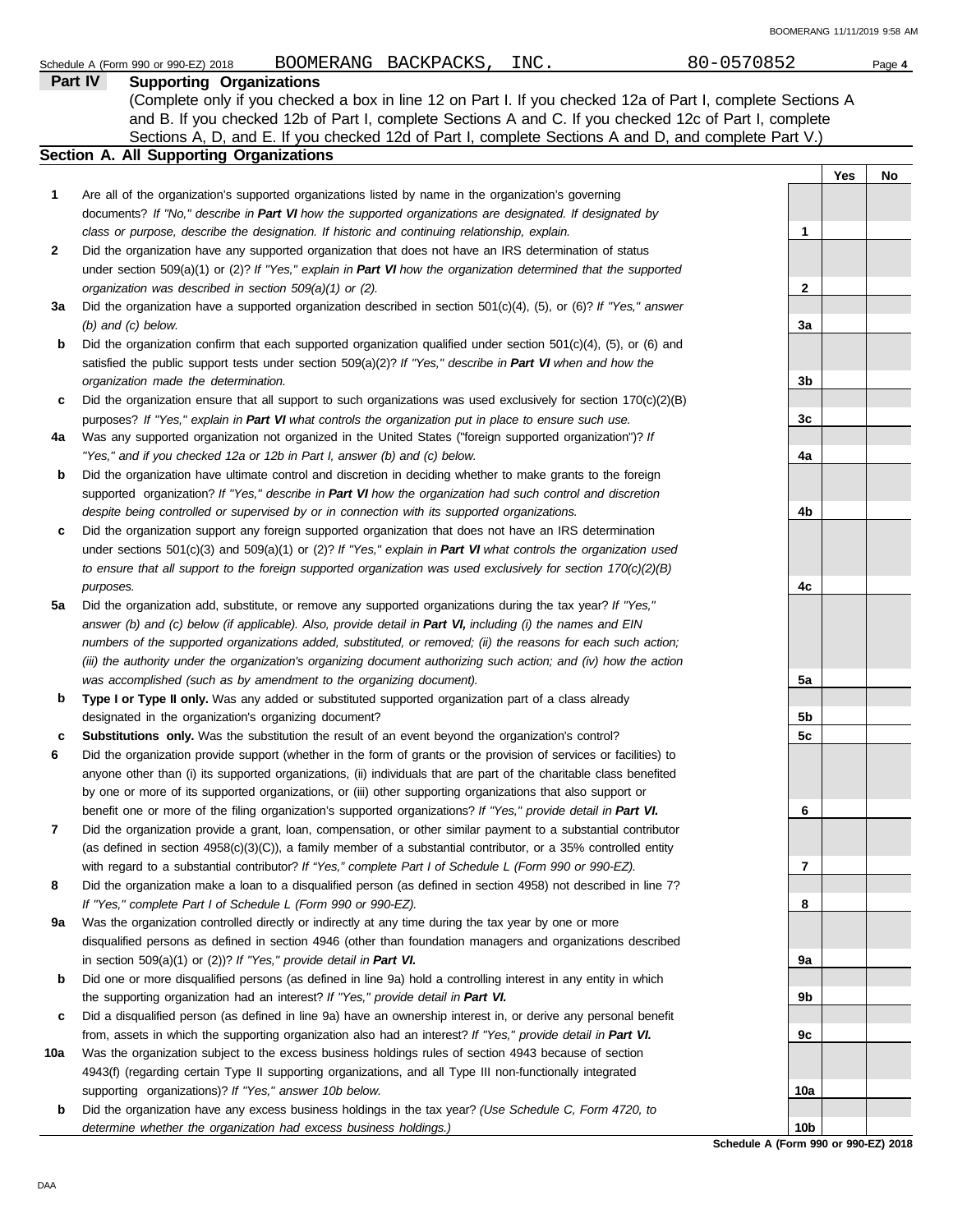Schedule A (Form 990 or 990-EZ) 2018 BOOMERANG BACKPACKS, INC. 80-0570852 Page **4**

## Part IV Supporting Organizations

(Complete only if you checked a box in line 12 on Part I. If you checked 12a of Part I, complete Sections A and B. If you checked 12b of Part I, complete Sections A and C. If you checked 12c of Part I, complete Sections A, D, and E. If you checked 12d of Part I, complete Sections A and D, and complete Part V.)

### Section A. All Supporting Organizations

| | | | Yes | No |
|---|---|---|---|---|
| **1** | Are all of the organization's supported organizations listed by name in the organization's governing documents? *If "No," describe in **Part VI** how the supported organizations are designated. If designated by class or purpose, describe the designation. If historic and continuing relationship, explain.* | 1 | | |
| **2** | Did the organization have any supported organization that does not have an IRS determination of status under section 509(a)(1) or (2)? *If "Yes," explain in **Part VI** how the organization determined that the supported organization was described in section 509(a)(1) or (2).* | 2 | | |
| **3a** | Did the organization have a supported organization described in section 501(c)(4), (5), or (6)? *If "Yes," answer (b) and (c) below.* | 3a | | |
| **b** | Did the organization confirm that each supported organization qualified under section 501(c)(4), (5), or (6) and satisfied the public support tests under section 509(a)(2)? *If "Yes," describe in **Part VI** when and how the organization made the determination.* | 3b | | |
| **c** | Did the organization ensure that all support to such organizations was used exclusively for section 170(c)(2)(B) purposes? *If "Yes," explain in **Part VI** what controls the organization put in place to ensure such use.* | 3c | | |
| **4a** | Was any supported organization not organized in the United States ("foreign supported organization")? *If "Yes," and if you checked 12a or 12b in Part I, answer (b) and (c) below.* | 4a | | |
| **b** | Did the organization have ultimate control and discretion in deciding whether to make grants to the foreign supported organization? *If "Yes," describe in **Part VI** how the organization had such control and discretion despite being controlled or supervised by or in connection with its supported organizations.* | 4b | | |
| **c** | Did the organization support any foreign supported organization that does not have an IRS determination under sections 501(c)(3) and 509(a)(1) or (2)? *If "Yes," explain in **Part VI** what controls the organization used to ensure that all support to the foreign supported organization was used exclusively for section 170(c)(2)(B) purposes.* | 4c | | |
| **5a** | Did the organization add, substitute, or remove any supported organizations during the tax year? *If "Yes," answer (b) and (c) below (if applicable). Also, provide detail in **Part VI,** including (i) the names and EIN numbers of the supported organizations added, substituted, or removed; (ii) the reasons for each such action; (iii) the authority under the organization's organizing document authorizing such action; and (iv) how the action was accomplished (such as by amendment to the organizing document).* | 5a | | |
| **b** | **Type I or Type II only.** Was any added or substituted supported organization part of a class already designated in the organization's organizing document? | 5b | | |
| **c** | **Substitutions only.** Was the substitution the result of an event beyond the organization's control? | 5c | | |
| **6** | Did the organization provide support (whether in the form of grants or the provision of services or facilities) to anyone other than (i) its supported organizations, (ii) individuals that are part of the charitable class benefited by one or more of its supported organizations, or (iii) other supporting organizations that also support or benefit one or more of the filing organization's supported organizations? ***If "Yes," provide detail in Part VI.*** | 6 | | |
| **7** | Did the organization provide a grant, loan, compensation, or other similar payment to a substantial contributor (as defined in section 4958(c)(3)(C)), a family member of a substantial contributor, or a 35% controlled entity with regard to a substantial contributor? *If "Yes," complete Part I of Schedule L (Form 990 or 990-EZ).* | 7 | | |
| **8** | Did the organization make a loan to a disqualified person (as defined in section 4958) not described in line 7? *If "Yes," complete Part I of Schedule L (Form 990 or 990-EZ).* | 8 | | |
| **9a** | Was the organization controlled directly or indirectly at any time during the tax year by one or more disqualified persons as defined in section 4946 (other than foundation managers and organizations described in section 509(a)(1) or (2))? *If "Yes," provide detail in **Part VI.*** | 9a | | |
| **b** | Did one or more disqualified persons (as defined in line 9a) hold a controlling interest in any entity in which the supporting organization had an interest? *If "Yes," provide detail in **Part VI.*** | 9b | | |
| **c** | Did a disqualified person (as defined in line 9a) have an ownership interest in, or derive any personal benefit from, assets in which the supporting organization also had an interest? *If "Yes," provide detail in **Part VI.*** | 9c | | |
| **10a** | Was the organization subject to the excess business holdings rules of section 4943 because of section 4943(f) (regarding certain Type II supporting organizations, and all Type III non-functionally integrated supporting organizations)? *If "Yes," answer 10b below.* | 10a | | |
| **b** | Did the organization have any excess business holdings in the tax year? *(Use Schedule C, Form 4720, to determine whether the organization had excess business holdings.)* | 10b | | |

**Schedule A (Form 990 or 990-EZ) 2018**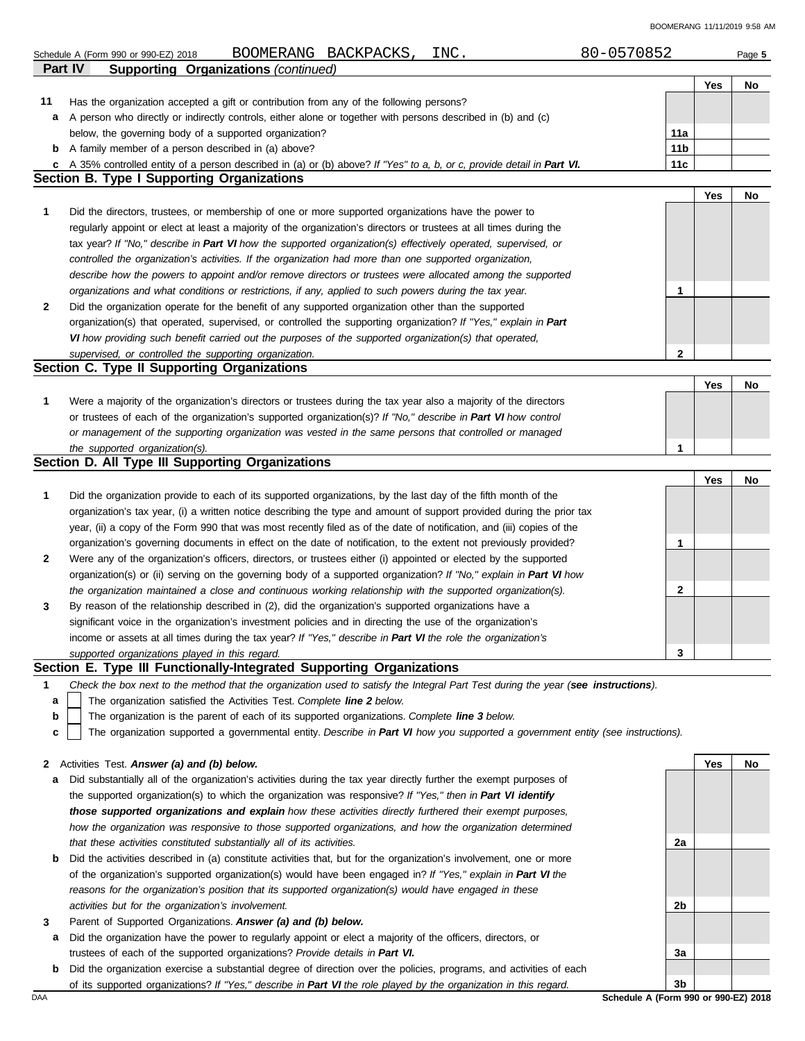Schedule A (Form 990 or 990-EZ) 2018 BOOMERANG BACKPACKS, INC. 80-0570852 Page **5**

## Part IV Supporting Organizations *(continued)*

| | | | Yes | No |
|---|---|---|---|---|
| **11** | Has the organization accepted a gift or contribution from any of the following persons? | | | |
| **a** | A person who directly or indirectly controls, either alone or together with persons described in (b) and (c) below, the governing body of a supported organization? | **11a** | | |
| **b** | A family member of a person described in (a) above? | **11b** | | |
| **c** | A 35% controlled entity of a person described in (a) or (b) above? *If "Yes" to a, b, or c, provide detail in* ***Part VI.*** | **11c** | | |

### Section B. Type I Supporting Organizations

| | | | Yes | No |
|---|---|---|---|---|
| **1** | Did the directors, trustees, or membership of one or more supported organizations have the power to regularly appoint or elect at least a majority of the organization's directors or trustees at all times during the tax year? *If "No," describe in* ***Part VI*** *how the supported organization(s) effectively operated, supervised, or controlled the organization's activities. If the organization had more than one supported organization, describe how the powers to appoint and/or remove directors or trustees were allocated among the supported organizations and what conditions or restrictions, if any, applied to such powers during the tax year.* | **1** | | |
| **2** | Did the organization operate for the benefit of any supported organization other than the supported organization(s) that operated, supervised, or controlled the supporting organization? *If "Yes," explain in* ***Part VI*** *how providing such benefit carried out the purposes of the supported organization(s) that operated, supervised, or controlled the supporting organization.* | **2** | | |

### Section C. Type II Supporting Organizations

| | | | Yes | No |
|---|---|---|---|---|
| **1** | Were a majority of the organization's directors or trustees during the tax year also a majority of the directors or trustees of each of the organization's supported organization(s)? *If "No," describe in* ***Part VI*** *how control or management of the supporting organization was vested in the same persons that controlled or managed the supported organization(s).* | **1** | | |

### Section D. All Type III Supporting Organizations

| | | | Yes | No |
|---|---|---|---|---|
| **1** | Did the organization provide to each of its supported organizations, by the last day of the fifth month of the organization's tax year, (i) a written notice describing the type and amount of support provided during the prior tax year, (ii) a copy of the Form 990 that was most recently filed as of the date of notification, and (iii) copies of the organization's governing documents in effect on the date of notification, to the extent not previously provided? | **1** | | |
| **2** | Were any of the organization's officers, directors, or trustees either (i) appointed or elected by the supported organization(s) or (ii) serving on the governing body of a supported organization? *If "No," explain in* ***Part VI*** *how the organization maintained a close and continuous working relationship with the supported organization(s).* | **2** | | |
| **3** | By reason of the relationship described in (2), did the organization's supported organizations have a significant voice in the organization's investment policies and in directing the use of the organization's income or assets at all times during the tax year? *If "Yes," describe in* ***Part VI*** *the role the organization's supported organizations played in this regard.* | **3** | | |

### Section E. Type III Functionally-Integrated Supporting Organizations

**1** *Check the box next to the method that the organization used to satisfy the Integral Part Test during the year (**see instructions**).*

- **a** ☐ The organization satisfied the Activities Test. *Complete **line 2** below.*
- **b** ☐ The organization is the parent of each of its supported organizations. *Complete **line 3** below.*
- **c** ☐ The organization supported a governmental entity. *Describe in **Part VI** how you supported a government entity (see instructions).*

| | | | Yes | No |
|---|---|---|---|---|
| **2** | Activities Test. ***Answer (a) and (b) below.*** | | | |
| **a** | Did substantially all of the organization's activities during the tax year directly further the exempt purposes of the supported organization(s) to which the organization was responsive? *If "Yes," then in* ***Part VI identify those supported organizations and explain*** *how these activities directly furthered their exempt purposes, how the organization was responsive to those supported organizations, and how the organization determined that these activities constituted substantially all of its activities.* | **2a** | | |
| **b** | Did the activities described in (a) constitute activities that, but for the organization's involvement, one or more of the organization's supported organization(s) would have been engaged in? *If "Yes," explain in* ***Part VI*** *the reasons for the organization's position that its supported organization(s) would have engaged in these activities but for the organization's involvement.* | **2b** | | |
| **3** | Parent of Supported Organizations. ***Answer (a) and (b) below.*** | | | |
| **a** | Did the organization have the power to regularly appoint or elect a majority of the officers, directors, or trustees of each of the supported organizations? *Provide details in* ***Part VI.*** | **3a** | | |
| **b** | Did the organization exercise a substantial degree of direction over the policies, programs, and activities of each of its supported organizations? *If "Yes," describe in* ***Part VI*** *the role played by the organization in this regard.* | **3b** | | |

DAA **Schedule A (Form 990 or 990-EZ) 2018**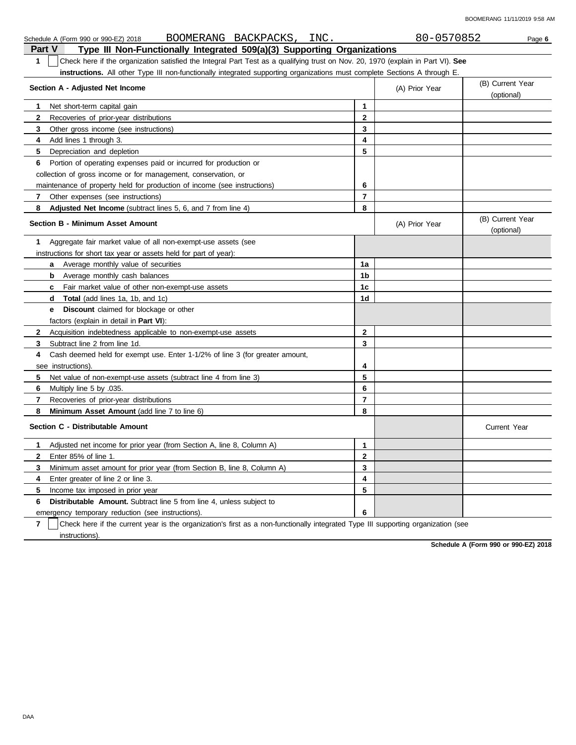Schedule A (Form 990 or 990-EZ) 2018 BOOMERANG BACKPACKS, INC. 80-0570852 Page **6**

## Part V Type III Non-Functionally Integrated 509(a)(3) Supporting Organizations

**1** ☐ Check here if the organization satisfied the Integral Part Test as a qualifying trust on Nov. 20, 1970 (explain in Part VI). **See instructions.** All other Type III non-functionally integrated supporting organizations must complete Sections A through E.

| Section A - Adjusted Net Income | | (A) Prior Year | (B) Current Year (optional) |
|---|---|---|---|
| **1** Net short-term capital gain | **1** | | |
| **2** Recoveries of prior-year distributions | **2** | | |
| **3** Other gross income (see instructions) | **3** | | |
| **4** Add lines 1 through 3. | **4** | | |
| **5** Depreciation and depletion | **5** | | |
| **6** Portion of operating expenses paid or incurred for production or collection of gross income or for management, conservation, or maintenance of property held for production of income (see instructions) | **6** | | |
| **7** Other expenses (see instructions) | **7** | | |
| **8** **Adjusted Net Income** (subtract lines 5, 6, and 7 from line 4) | **8** | | |

| Section B - Minimum Asset Amount | | (A) Prior Year | (B) Current Year (optional) |
|---|---|---|---|
| **1** Aggregate fair market value of all non-exempt-use assets (see instructions for short tax year or assets held for part of year): | | | |
| **a** Average monthly value of securities | **1a** | | |
| **b** Average monthly cash balances | **1b** | | |
| **c** Fair market value of other non-exempt-use assets | **1c** | | |
| **d** **Total** (add lines 1a, 1b, and 1c) | **1d** | | |
| **e** **Discount** claimed for blockage or other factors (explain in detail in **Part VI**): | | | |
| **2** Acquisition indebtedness applicable to non-exempt-use assets | **2** | | |
| **3** Subtract line 2 from line 1d. | **3** | | |
| **4** Cash deemed held for exempt use. Enter 1-1/2% of line 3 (for greater amount, see instructions). | **4** | | |
| **5** Net value of non-exempt-use assets (subtract line 4 from line 3) | **5** | | |
| **6** Multiply line 5 by .035. | **6** | | |
| **7** Recoveries of prior-year distributions | **7** | | |
| **8** **Minimum Asset Amount** (add line 7 to line 6) | **8** | | |

| Section C - Distributable Amount | | | Current Year |
|---|---|---|---|
| **1** Adjusted net income for prior year (from Section A, line 8, Column A) | **1** | | |
| **2** Enter 85% of line 1. | **2** | | |
| **3** Minimum asset amount for prior year (from Section B, line 8, Column A) | **3** | | |
| **4** Enter greater of line 2 or line 3. | **4** | | |
| **5** Income tax imposed in prior year | **5** | | |
| **6** **Distributable Amount.** Subtract line 5 from line 4, unless subject to emergency temporary reduction (see instructions). | **6** | | |

**7** ☐ Check here if the current year is the organization's first as a non-functionally integrated Type III supporting organization (see instructions).

**Schedule A (Form 990 or 990-EZ) 2018**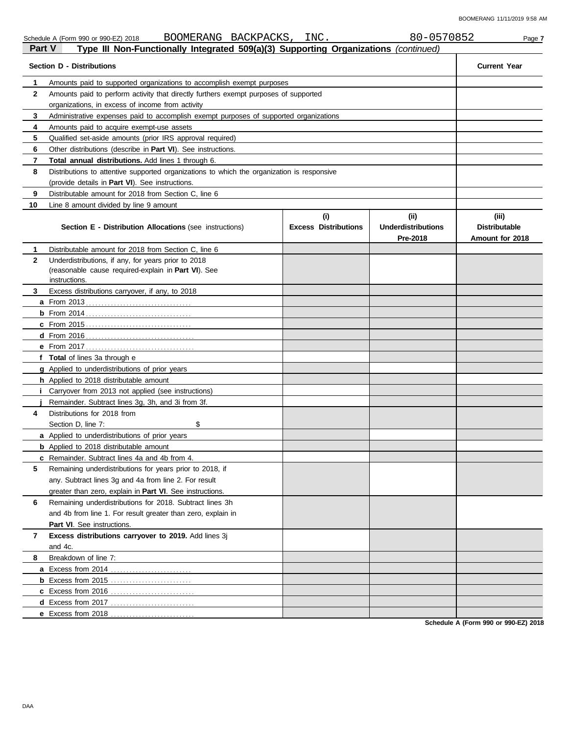Schedule A (Form 990 or 990-EZ) 2018 BOOMERANG BACKPACKS, INC. 80-0570852

## Part V Type III Non-Functionally Integrated 509(a)(3) Supporting Organizations *(continued)*

| Section D - Distributions | | Current Year |
|---|---|---|
| 1 | Amounts paid to supported organizations to accomplish exempt purposes | |
| 2 | Amounts paid to perform activity that directly furthers exempt purposes of supported organizations, in excess of income from activity | |
| 3 | Administrative expenses paid to accomplish exempt purposes of supported organizations | |
| 4 | Amounts paid to acquire exempt-use assets | |
| 5 | Qualified set-aside amounts (prior IRS approval required) | |
| 6 | Other distributions (describe in **Part VI**). See instructions. | |
| 7 | **Total annual distributions.** Add lines 1 through 6. | |
| 8 | Distributions to attentive supported organizations to which the organization is responsive (provide details in **Part VI**). See instructions. | |
| 9 | Distributable amount for 2018 from Section C, line 6 | |
| 10 | Line 8 amount divided by line 9 amount | |

| | Section E - Distribution Allocations (see instructions) | (i) Excess Distributions | (ii) Underdistributions Pre-2018 | (iii) Distributable Amount for 2018 |
|---|---|---|---|---|
| 1 | Distributable amount for 2018 from Section C, line 6 | | | |
| 2 | Underdistributions, if any, for years prior to 2018 (reasonable cause required-explain in **Part VI**). See instructions. | | | |
| 3 | Excess distributions carryover, if any, to 2018 | | | |
| a | From 2013 | | | |
| b | From 2014 | | | |
| c | From 2015 | | | |
| d | From 2016 | | | |
| e | From 2017 | | | |
| f | **Total** of lines 3a through e | | | |
| g | Applied to underdistributions of prior years | | | |
| h | Applied to 2018 distributable amount | | | |
| i | Carryover from 2013 not applied (see instructions) | | | |
| j | Remainder. Subtract lines 3g, 3h, and 3i from 3f. | | | |
| 4 | Distributions for 2018 from Section D, line 7: $ | | | |
| a | Applied to underdistributions of prior years | | | |
| b | Applied to 2018 distributable amount | | | |
| c | Remainder. Subtract lines 4a and 4b from 4. | | | |
| 5 | Remaining underdistributions for years prior to 2018, if any. Subtract lines 3g and 4a from line 2. For result greater than zero, explain in **Part VI**. See instructions. | | | |
| 6 | Remaining underdistributions for 2018. Subtract lines 3h and 4b from line 1. For result greater than zero, explain in **Part VI**. See instructions. | | | |
| 7 | **Excess distributions carryover to 2019.** Add lines 3j and 4c. | | | |
| 8 | Breakdown of line 7: | | | |
| a | Excess from 2014 | | | |
| b | Excess from 2015 | | | |
| c | Excess from 2016 | | | |
| d | Excess from 2017 | | | |
| e | Excess from 2018 | | | |

**Schedule A (Form 990 or 990-EZ) 2018**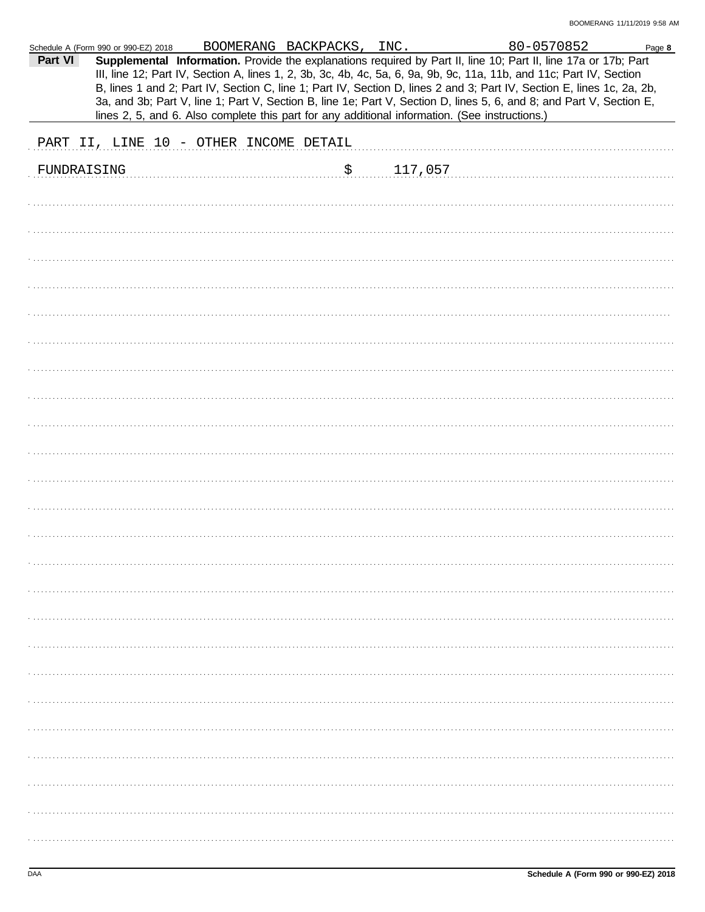Schedule A (Form 990 or 990-EZ) 2018 BOOMERANG BACKPACKS, INC. 80-0570852

**Part VI** **Supplemental Information.** Provide the explanations required by Part II, line 10; Part II, line 17a or 17b; Part III, line 12; Part IV, Section A, lines 1, 2, 3b, 3c, 4b, 4c, 5a, 6, 9a, 9b, 9c, 11a, 11b, and 11c; Part IV, Section B, lines 1 and 2; Part IV, Section C, line 1; Part IV, Section D, lines 2 and 3; Part IV, Section E, lines 1c, 2a, 2b, 3a, and 3b; Part V, line 1; Part V, Section B, line 1e; Part V, Section D, lines 5, 6, and 8; and Part V, Section E, lines 2, 5, and 6. Also complete this part for any additional information. (See instructions.)

PART II, LINE 10 - OTHER INCOME DETAIL

FUNDRAISING $ 117,057

Schedule A (Form 990 or 990-EZ) 2018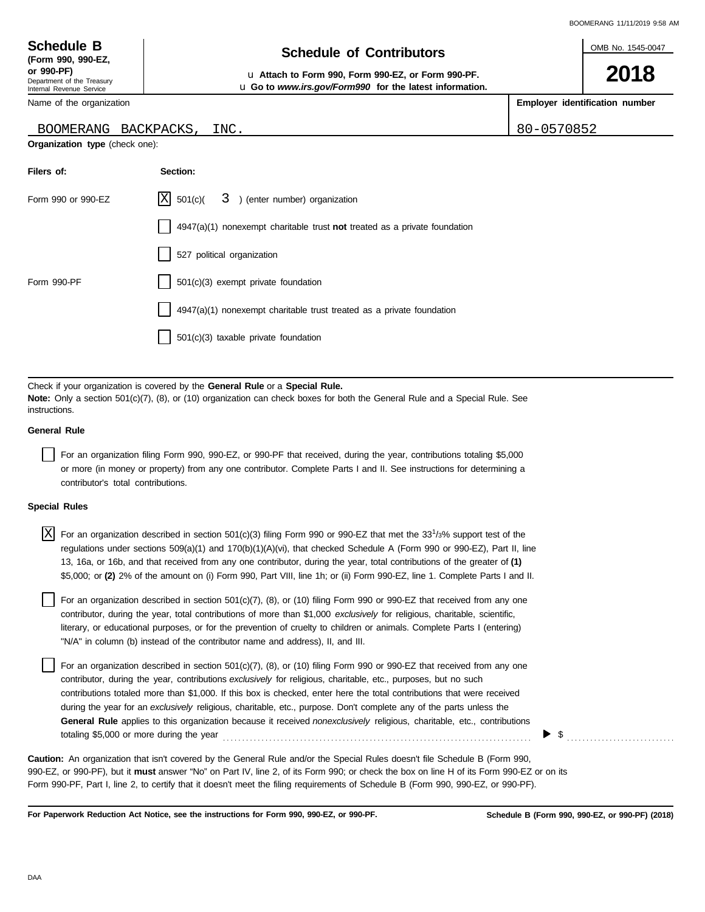**Schedule B** **(Form 990, 990-EZ, or 990-PF)**
Department of the Treasury
Internal Revenue Service

# Schedule of Contributors

u **Attach to Form 990, Form 990-EZ, or Form 990-PF.**
u **Go to *www.irs.gov/Form990* for the latest information.**

OMB No. 1545-0047

**2018**

| Name of the organization | Employer identification number |
|---|---|
| BOOMERANG BACKPACKS, INC. | 80-0570852 |

**Organization type** (check one):

| Filers of: | Section: |
|---|---|
| Form 990 or 990-EZ | [X] 501(c)( 3 ) (enter number) organization |
| | [ ] 4947(a)(1) nonexempt charitable trust **not** treated as a private foundation |
| | [ ] 527 political organization |
| Form 990-PF | [ ] 501(c)(3) exempt private foundation |
| | [ ] 4947(a)(1) nonexempt charitable trust treated as a private foundation |
| | [ ] 501(c)(3) taxable private foundation |

Check if your organization is covered by the **General Rule** or a **Special Rule.**
**Note:** Only a section 501(c)(7), (8), or (10) organization can check boxes for both the General Rule and a Special Rule. See instructions.

**General Rule**

[ ] For an organization filing Form 990, 990-EZ, or 990-PF that received, during the year, contributions totaling $5,000 or more (in money or property) from any one contributor. Complete Parts I and II. See instructions for determining a contributor's total contributions.

**Special Rules**

[X] For an organization described in section 501(c)(3) filing Form 990 or 990-EZ that met the 33 1/3% support test of the regulations under sections 509(a)(1) and 170(b)(1)(A)(vi), that checked Schedule A (Form 990 or 990-EZ), Part II, line 13, 16a, or 16b, and that received from any one contributor, during the year, total contributions of the greater of **(1)** $5,000; or **(2)** 2% of the amount on (i) Form 990, Part VIII, line 1h; or (ii) Form 990-EZ, line 1. Complete Parts I and II.

[ ] For an organization described in section 501(c)(7), (8), or (10) filing Form 990 or 990-EZ that received from any one contributor, during the year, total contributions of more than $1,000 *exclusively* for religious, charitable, scientific, literary, or educational purposes, or for the prevention of cruelty to children or animals. Complete Parts I (entering "N/A" in column (b) instead of the contributor name and address), II, and III.

[ ] For an organization described in section 501(c)(7), (8), or (10) filing Form 990 or 990-EZ that received from any one contributor, during the year, contributions *exclusively* for religious, charitable, etc., purposes, but no such contributions totaled more than $1,000. If this box is checked, enter here the total contributions that were received during the year for an *exclusively* religious, charitable, etc., purpose. Don't complete any of the parts unless the **General Rule** applies to this organization because it received *nonexclusively* religious, charitable, etc., contributions totaling $5,000 or more during the year . . . . . . . . . . ▶ $ . . . . . . . . . .

**Caution:** An organization that isn't covered by the General Rule and/or the Special Rules doesn't file Schedule B (Form 990, 990-EZ, or 990-PF), but it **must** answer "No" on Part IV, line 2, of its Form 990; or check the box on line H of its Form 990-EZ or on its Form 990-PF, Part I, line 2, to certify that it doesn't meet the filing requirements of Schedule B (Form 990, 990-EZ, or 990-PF).

**For Paperwork Reduction Act Notice, see the instructions for Form 990, 990-EZ, or 990-PF.** **Schedule B (Form 990, 990-EZ, or 990-PF) (2018)**

DAA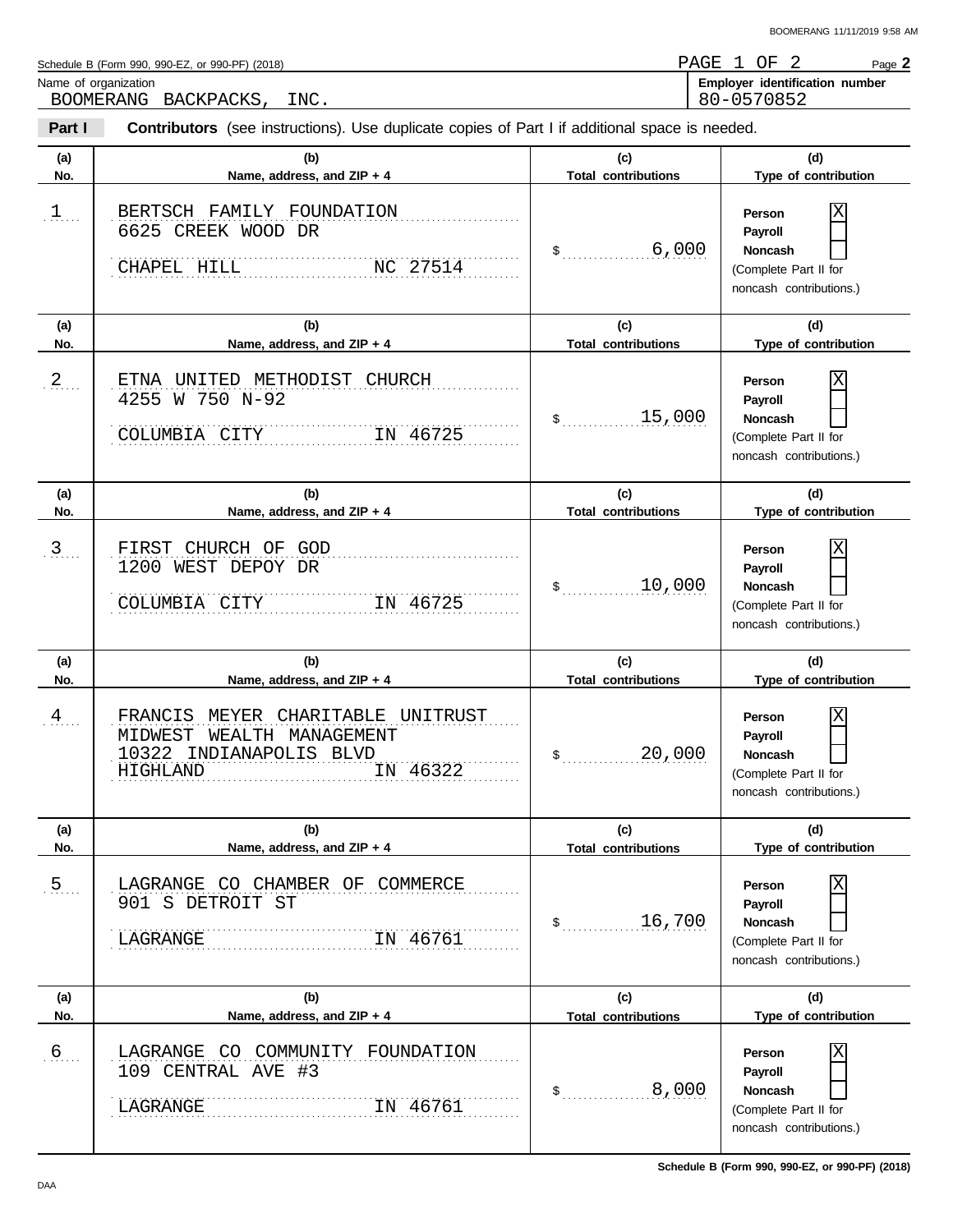Schedule B (Form 990, 990-EZ, or 990-PF) (2018)

PAGE 1 OF 2

Name of organization
BOOMERANG BACKPACKS, INC.

**Employer identification number**
80-0570852

**Part I** **Contributors** (see instructions). Use duplicate copies of Part I if additional space is needed.

| (a) No. | (b) Name, address, and ZIP + 4 | (c) Total contributions | (d) Type of contribution |
|---|---|---|---|
| 1 | BERTSCH FAMILY FOUNDATION<br>6625 CREEK WOOD DR<br>CHAPEL HILL NC 27514 | $ 6,000 | Person [X]<br>Payroll [ ]<br>Noncash [ ]<br>(Complete Part II for noncash contributions.) |
| 2 | ETNA UNITED METHODIST CHURCH<br>4255 W 750 N-92<br>COLUMBIA CITY IN 46725 | $ 15,000 | Person [X]<br>Payroll [ ]<br>Noncash [ ]<br>(Complete Part II for noncash contributions.) |
| 3 | FIRST CHURCH OF GOD<br>1200 WEST DEPOY DR<br>COLUMBIA CITY IN 46725 | $ 10,000 | Person [X]<br>Payroll [ ]<br>Noncash [ ]<br>(Complete Part II for noncash contributions.) |
| 4 | FRANCIS MEYER CHARITABLE UNITRUST<br>MIDWEST WEALTH MANAGEMENT<br>10322 INDIANAPOLIS BLVD<br>HIGHLAND IN 46322 | $ 20,000 | Person [X]<br>Payroll [ ]<br>Noncash [ ]<br>(Complete Part II for noncash contributions.) |
| 5 | LAGRANGE CO CHAMBER OF COMMERCE<br>901 S DETROIT ST<br>LAGRANGE IN 46761 | $ 16,700 | Person [X]<br>Payroll [ ]<br>Noncash [ ]<br>(Complete Part II for noncash contributions.) |
| 6 | LAGRANGE CO COMMUNITY FOUNDATION<br>109 CENTRAL AVE #3<br>LAGRANGE IN 46761 | $ 8,000 | Person [X]<br>Payroll [ ]<br>Noncash [ ]<br>(Complete Part II for noncash contributions.) |

Schedule B (Form 990, 990-EZ, or 990-PF) (2018)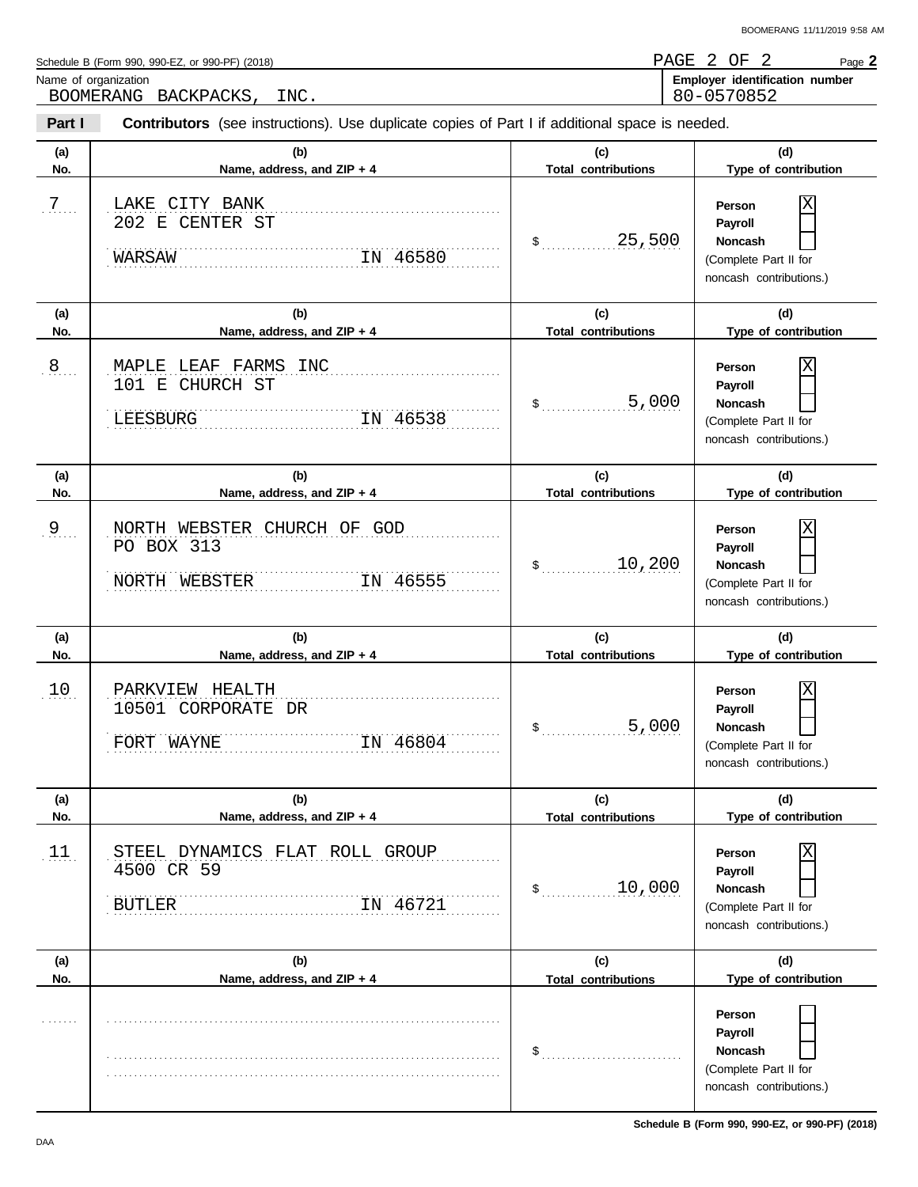Schedule B (Form 990, 990-EZ, or 990-PF) (2018)

PAGE 2 OF 2

Name of organization
BOOMERANG BACKPACKS, INC.

**Employer identification number**
80-0570852

**Part I** **Contributors** (see instructions). Use duplicate copies of Part I if additional space is needed.

| (a) No. | (b) Name, address, and ZIP + 4 | (c) Total contributions | (d) Type of contribution |
|---|---|---|---|
| 7 | LAKE CITY BANK<br>202 E CENTER ST<br>WARSAW IN 46580 | $ 25,500 | Person [X]<br>Payroll [ ]<br>Noncash [ ]<br>(Complete Part II for noncash contributions.) |
| 8 | MAPLE LEAF FARMS INC<br>101 E CHURCH ST<br>LEESBURG IN 46538 | $ 5,000 | Person [X]<br>Payroll [ ]<br>Noncash [ ]<br>(Complete Part II for noncash contributions.) |
| 9 | NORTH WEBSTER CHURCH OF GOD<br>PO BOX 313<br>NORTH WEBSTER IN 46555 | $ 10,200 | Person [X]<br>Payroll [ ]<br>Noncash [ ]<br>(Complete Part II for noncash contributions.) |
| 10 | PARKVIEW HEALTH<br>10501 CORPORATE DR<br>FORT WAYNE IN 46804 | $ 5,000 | Person [X]<br>Payroll [ ]<br>Noncash [ ]<br>(Complete Part II for noncash contributions.) |
| 11 | STEEL DYNAMICS FLAT ROLL GROUP<br>4500 CR 59<br>BUTLER IN 46721 | $ 10,000 | Person [X]<br>Payroll [ ]<br>Noncash [ ]<br>(Complete Part II for noncash contributions.) |
| | | $ | Person [ ]<br>Payroll [ ]<br>Noncash [ ]<br>(Complete Part II for noncash contributions.) |

Schedule B (Form 990, 990-EZ, or 990-PF) (2018)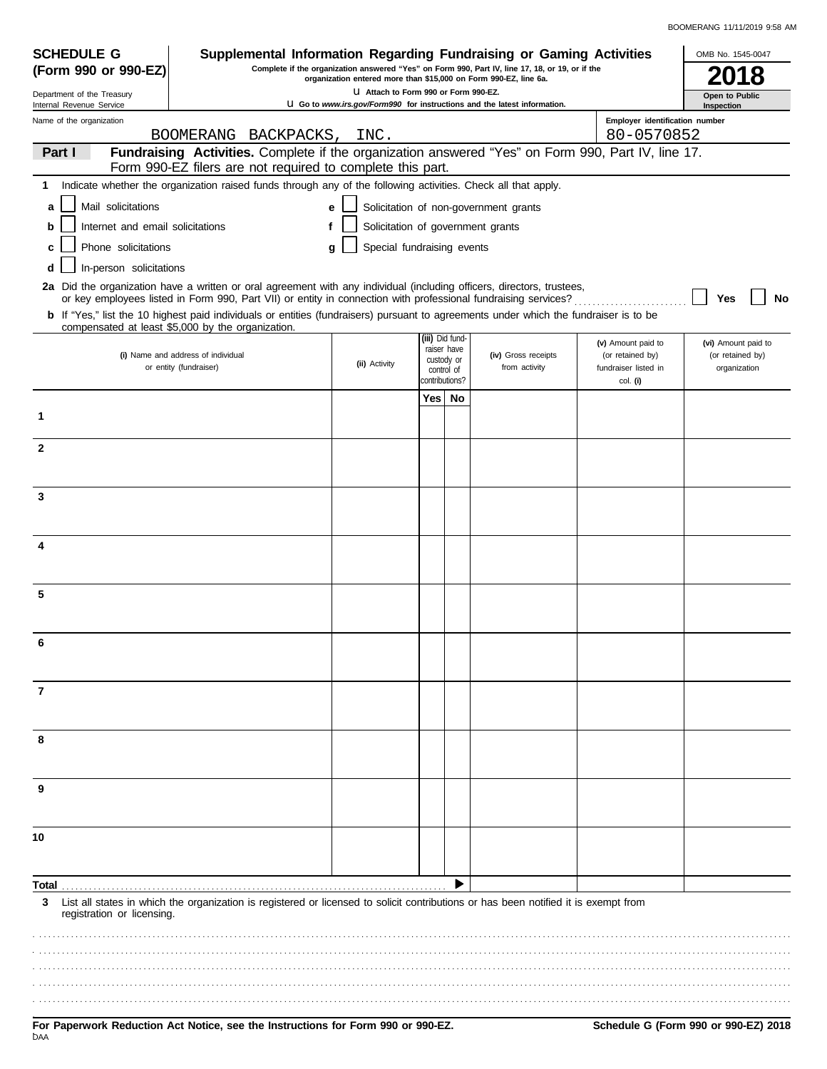**SCHEDULE G (Form 990 or 990-EZ)**

Department of the Treasury
Internal Revenue Service

# Supplemental Information Regarding Fundraising or Gaming Activities

**Complete if the organization answered "Yes" on Form 990, Part IV, line 17, 18, or 19, or if the organization entered more than $15,000 on Form 990-EZ, line 6a.**

u **Attach to Form 990 or Form 990-EZ.**

u **Go to** ***www.irs.gov/Form990*** **for instructions and the latest information.**

OMB No. 1545-0047

**2018**

**Open to Public Inspection**

Name of the organization: BOOMERANG BACKPACKS, INC.

Employer identification number: 80-0570852

**Part I** **Fundraising Activities.** Complete if the organization answered "Yes" on Form 990, Part IV, line 17. Form 990-EZ filers are not required to complete this part.

**1** Indicate whether the organization raised funds through any of the following activities. Check all that apply.

- **a** ☐ Mail solicitations
- **b** ☐ Internet and email solicitations
- **c** ☐ Phone solicitations
- **d** ☐ In-person solicitations
- **e** ☐ Solicitation of non-government grants
- **f** ☐ Solicitation of government grants
- **g** ☐ Special fundraising events

**2a** Did the organization have a written or oral agreement with any individual (including officers, directors, trustees, or key employees listed in Form 990, Part VII) or entity in connection with professional fundraising services? ☐ **Yes** ☐ **No**

**b** If "Yes," list the 10 highest paid individuals or entities (fundraisers) pursuant to agreements under which the fundraiser is to be compensated at least $5,000 by the organization.

| | **(i)** Name and address of individual or entity (fundraiser) | **(ii)** Activity | **(iii)** Did fund-raiser have custody or control of contributions? | | **(iv)** Gross receipts from activity | **(v)** Amount paid to (or retained by) fundraiser listed in col. **(i)** | **(vi)** Amount paid to (or retained by) organization |
|---|---|---|---|---|---|---|---|
| | | | **Yes** | **No** | | | |
| **1** | | | | | | | |
| **2** | | | | | | | |
| **3** | | | | | | | |
| **4** | | | | | | | |
| **5** | | | | | | | |
| **6** | | | | | | | |
| **7** | | | | | | | |
| **8** | | | | | | | |
| **9** | | | | | | | |
| **10** | | | | | | | |
| **Total** | | | | ▶ | | | |

**3** List all states in which the organization is registered or licensed to solicit contributions or has been notified it is exempt from registration or licensing.

**For Paperwork Reduction Act Notice, see the Instructions for Form 990 or 990-EZ.**

DAA

**Schedule G (Form 990 or 990-EZ) 2018**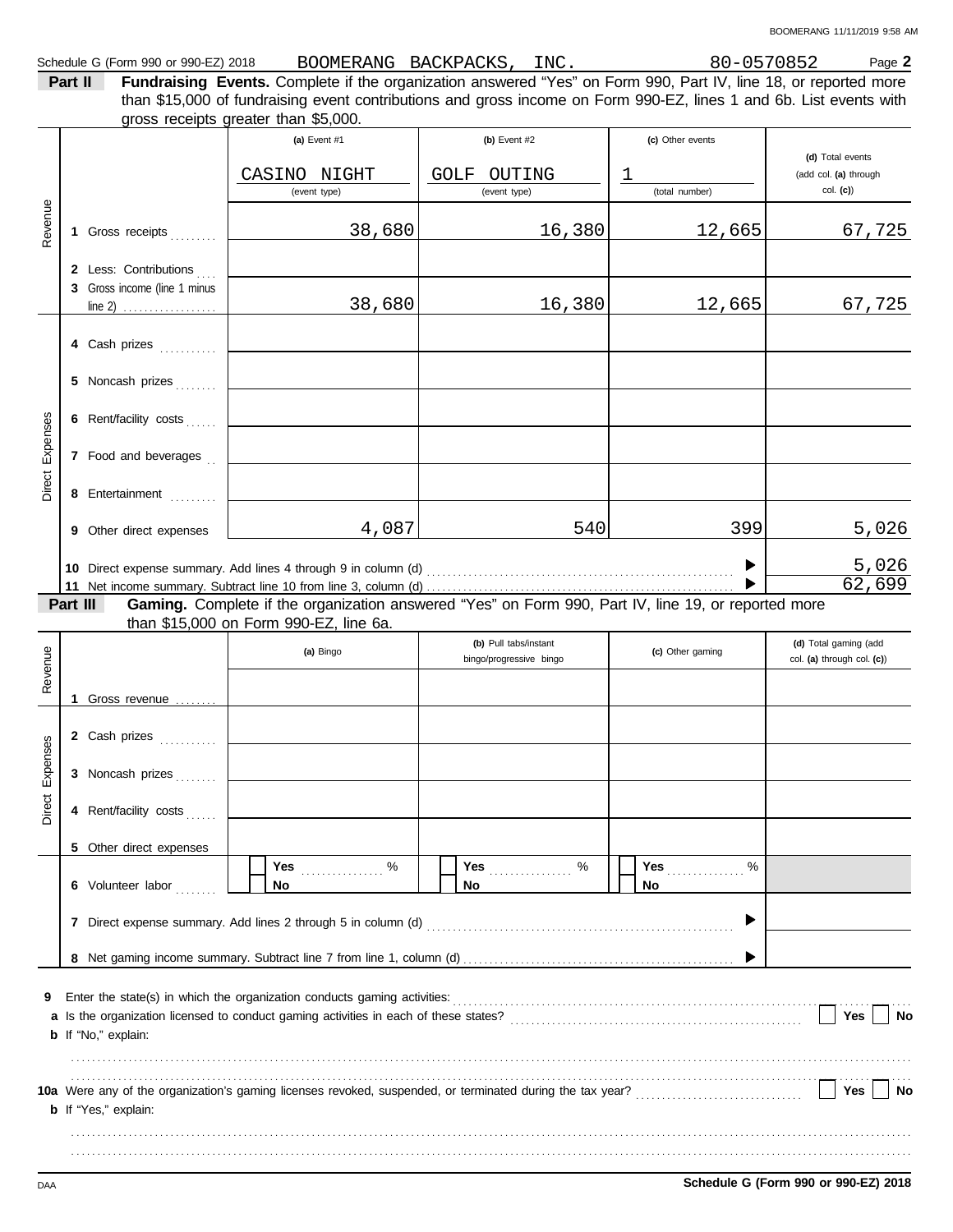Schedule G (Form 990 or 990-EZ) 2018 BOOMERANG BACKPACKS, INC. 80-0570852 Page **2**

**Part II** **Fundraising Events.** Complete if the organization answered "Yes" on Form 990, Part IV, line 18, or reported more than $15,000 of fundraising event contributions and gross income on Form 990-EZ, lines 1 and 6b. List events with gross receipts greater than $5,000.

| | | (a) Event #1 | (b) Event #2 | (c) Other events | (d) Total events (add col. (a) through col. (c)) |
|---|---|---|---|---|---|
| | | CASINO NIGHT (event type) | GOLF OUTING (event type) | 1 (total number) | |
| Revenue | 1 Gross receipts | 38,680 | 16,380 | 12,665 | 67,725 |
| | 2 Less: Contributions | | | | |
| | 3 Gross income (line 1 minus line 2) | 38,680 | 16,380 | 12,665 | 67,725 |
| Direct Expenses | 4 Cash prizes | | | | |
| | 5 Noncash prizes | | | | |
| | 6 Rent/facility costs | | | | |
| | 7 Food and beverages | | | | |
| | 8 Entertainment | | | | |
| | 9 Other direct expenses | 4,087 | 540 | 399 | 5,026 |
| | 10 Direct expense summary. Add lines 4 through 9 in column (d) | | | ▶ | 5,026 |
| | 11 Net income summary. Subtract line 10 from line 3, column (d) | | | ▶ | 62,699 |

**Part III** **Gaming.** Complete if the organization answered "Yes" on Form 990, Part IV, line 19, or reported more than $15,000 on Form 990-EZ, line 6a.

| | | (a) Bingo | (b) Pull tabs/instant bingo/progressive bingo | (c) Other gaming | (d) Total gaming (add col. (a) through col. (c)) |
|---|---|---|---|---|---|
| Revenue | 1 Gross revenue | | | | |
| Direct Expenses | 2 Cash prizes | | | | |
| | 3 Noncash prizes | | | | |
| | 4 Rent/facility costs | | | | |
| | 5 Other direct expenses | | | | |
| | 6 Volunteer labor | ☐ Yes ....% ☐ No | ☐ Yes ....% ☐ No | ☐ Yes ....% ☐ No | |
| | 7 Direct expense summary. Add lines 2 through 5 in column (d) | | | ▶ | |
| | 8 Net gaming income summary. Subtract line 7 from line 1, column (d) | | | ▶ | |

**9** Enter the state(s) in which the organization conducts gaming activities:

**a** Is the organization licensed to conduct gaming activities in each of these states? ☐ Yes ☐ No

**b** If "No," explain:

**10a** Were any of the organization's gaming licenses revoked, suspended, or terminated during the tax year? ☐ Yes ☐ No

**b** If "Yes," explain:

**Schedule G (Form 990 or 990-EZ) 2018**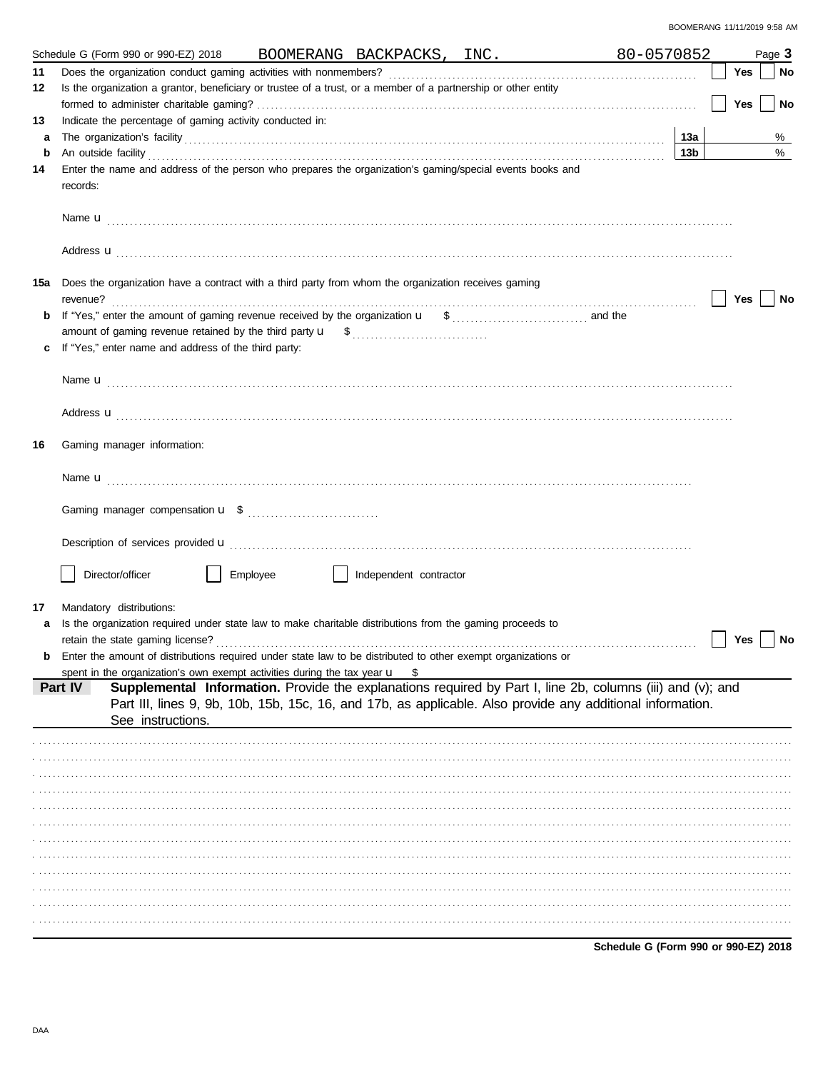Schedule G (Form 990 or 990-EZ) 2018 BOOMERANG BACKPACKS, INC. 80-0570852 Page **3**

**11** Does the organization conduct gaming activities with nonmembers? ☐ Yes ☐ No

**12** Is the organization a grantor, beneficiary or trustee of a trust, or a member of a partnership or other entity formed to administer charitable gaming? ☐ Yes ☐ No

**13** Indicate the percentage of gaming activity conducted in:

**a** The organization's facility **13a** %

**b** An outside facility **13b** %

**14** Enter the name and address of the person who prepares the organization's gaming/special events books and records:

Name u

Address u

**15a** Does the organization have a contract with a third party from whom the organization receives gaming revenue? ☐ Yes ☐ No

**b** If "Yes," enter the amount of gaming revenue received by the organization u $ and the amount of gaming revenue retained by the third party u $

**c** If "Yes," enter name and address of the third party:

Name u

Address u

**16** Gaming manager information:

Name u

Gaming manager compensation u $

Description of services provided u

☐ Director/officer ☐ Employee ☐ Independent contractor

**17** Mandatory distributions:

**a** Is the organization required under state law to make charitable distributions from the gaming proceeds to retain the state gaming license? ☐ Yes ☐ No

**b** Enter the amount of distributions required under state law to be distributed to other exempt organizations or spent in the organization's own exempt activities during the tax year u $

**Part IV** **Supplemental Information.** Provide the explanations required by Part I, line 2b, columns (iii) and (v); and Part III, lines 9, 9b, 10b, 15b, 15c, 16, and 17b, as applicable. Also provide any additional information. See instructions.

**Schedule G (Form 990 or 990-EZ) 2018**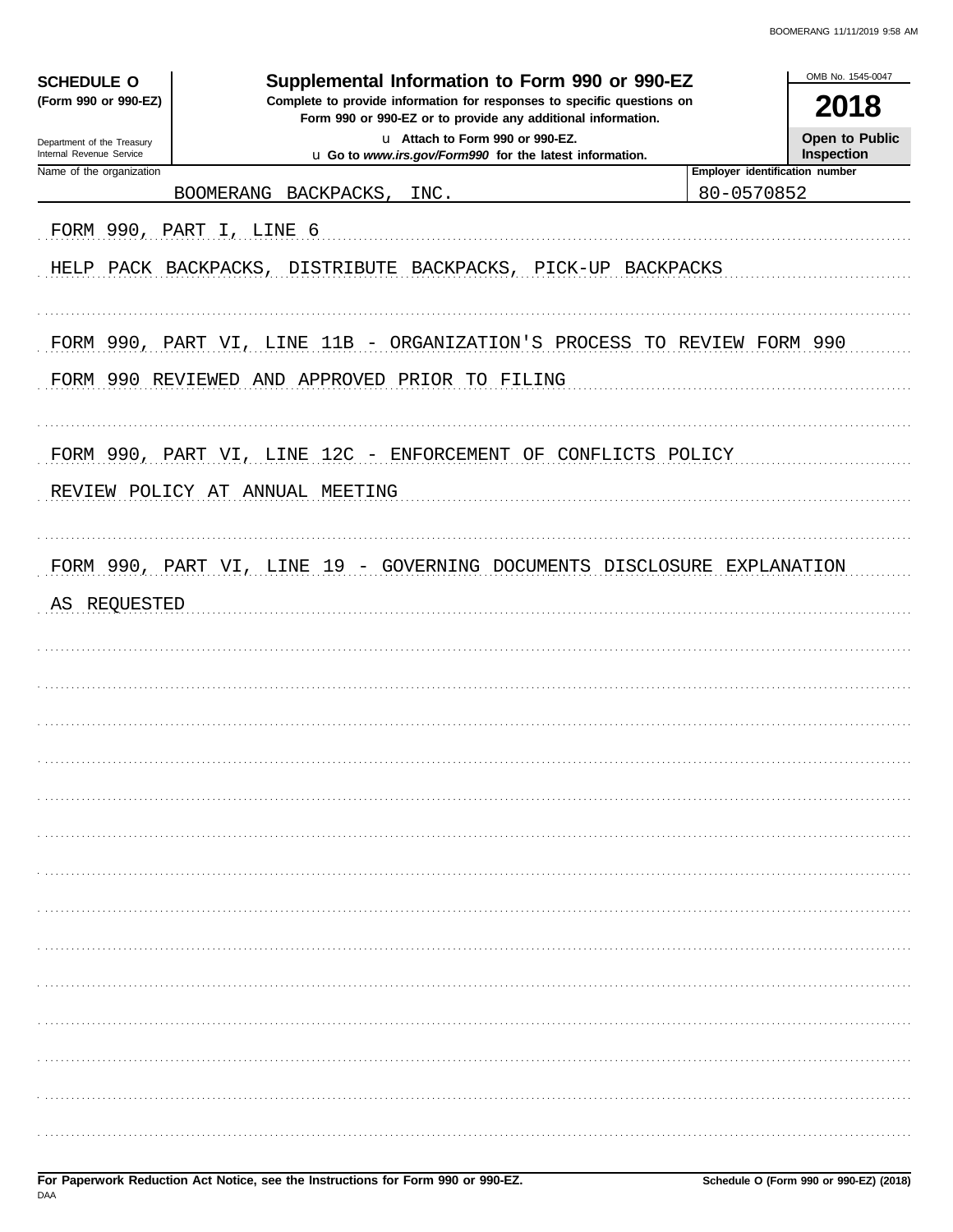**SCHEDULE O**
**(Form 990 or 990-EZ)**

Department of the Treasury
Internal Revenue Service

# Supplemental Information to Form 990 or 990-EZ

**Complete to provide information for responses to specific questions on Form 990 or 990-EZ or to provide any additional information.**

u **Attach to Form 990 or 990-EZ.**
u **Go to *www.irs.gov/Form990* for the latest information.**

OMB No. 1545-0047

**2018**

**Open to Public Inspection**

| Name of the organization | Employer identification number |
| --- | --- |
| BOOMERANG BACKPACKS, INC. | 80-0570852 |

FORM 990, PART I, LINE 6

HELP PACK BACKPACKS, DISTRIBUTE BACKPACKS, PICK-UP BACKPACKS

FORM 990, PART VI, LINE 11B - ORGANIZATION'S PROCESS TO REVIEW FORM 990

FORM 990 REVIEWED AND APPROVED PRIOR TO FILING

FORM 990, PART VI, LINE 12C - ENFORCEMENT OF CONFLICTS POLICY

REVIEW POLICY AT ANNUAL MEETING

FORM 990, PART VI, LINE 19 - GOVERNING DOCUMENTS DISCLOSURE EXPLANATION

AS REQUESTED

**For Paperwork Reduction Act Notice, see the Instructions for Form 990 or 990-EZ.**

**Schedule O (Form 990 or 990-EZ) (2018)**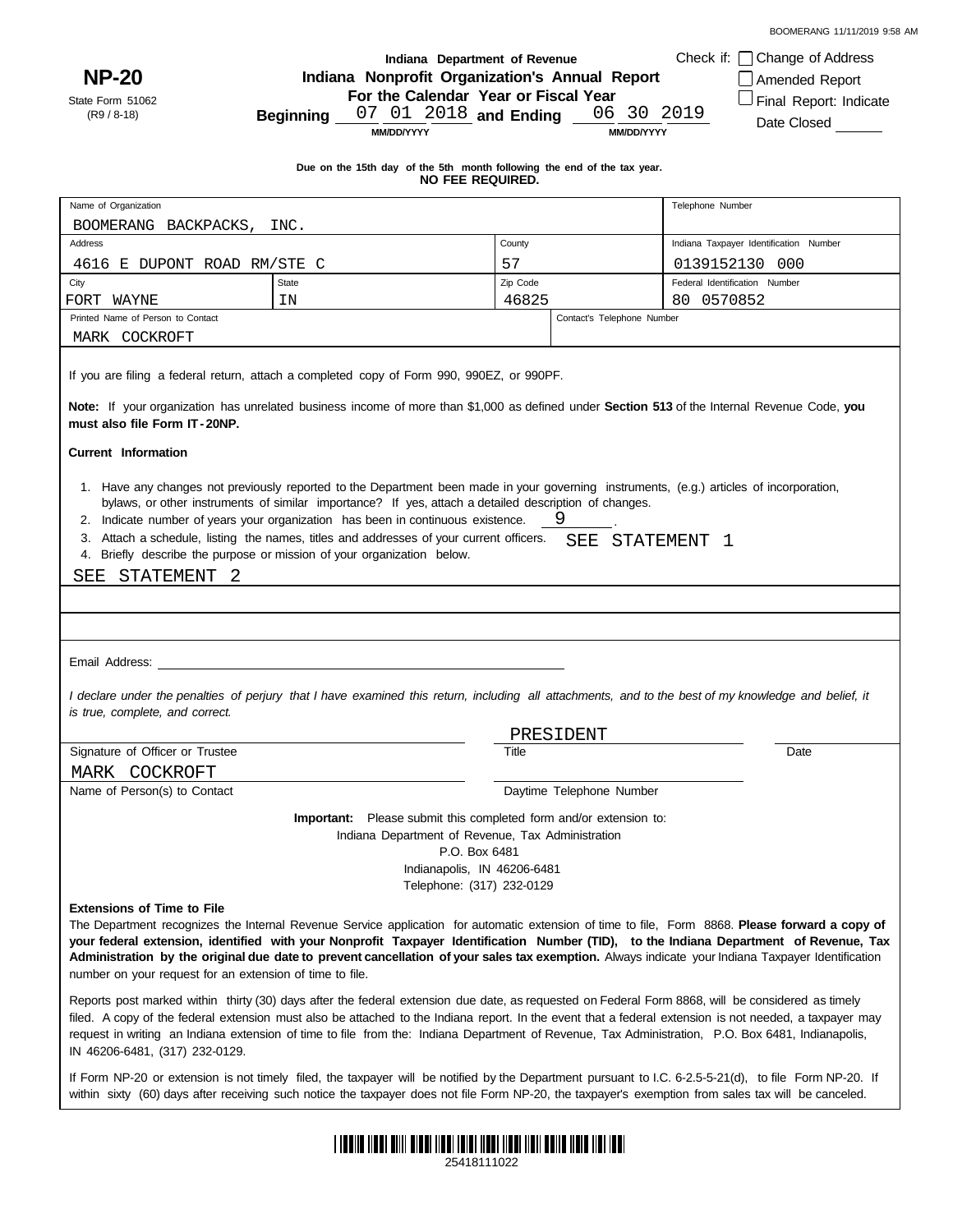BOOMERANG 11/11/2019 9:58 AM

**NP-20**

State Form 51062
(R9 / 8-18)

Indiana Department of Revenue

**Indiana Nonprofit Organization's Annual Report**

**For the Calendar Year or Fiscal Year**

**Beginning** 07 01 2018 **and Ending** 06 30 2019
MM/DD/YYYY MM/DD/YYYY

Check if: ☐ Change of Address
☐ Amended Report
☐ Final Report: Indicate Date Closed ______

**Due on the 15th day of the 5th month following the end of the tax year.**
**NO FEE REQUIRED.**

| Name of Organization | | | | Telephone Number |
|---|---|---|---|---|
| BOOMERANG BACKPACKS, INC. | | | | |
| Address | | County | | Indiana Taxpayer Identification Number |
| 4616 E DUPONT ROAD RM/STE C | | 57 | | 0139152130 000 |
| City | State | Zip Code | | Federal Identification Number |
| FORT WAYNE | IN | 46825 | | 80 0570852 |
| Printed Name of Person to Contact | | | Contact's Telephone Number | |
| MARK COCKROFT | | | | |

If you are filing a federal return, attach a completed copy of Form 990, 990EZ, or 990PF.

**Note:** If your organization has unrelated business income of more than $1,000 as defined under **Section 513** of the Internal Revenue Code, **you must also file Form IT-20NP.**

**Current Information**

1. Have any changes not previously reported to the Department been made in your governing instruments, (e.g.) articles of incorporation, bylaws, or other instruments of similar importance? If yes, attach a detailed description of changes.
2. Indicate number of years your organization has been in continuous existence. 9
3. Attach a schedule, listing the names, titles and addresses of your current officers. SEE STATEMENT 1
4. Briefly describe the purpose or mission of your organization below.

SEE STATEMENT 2

Email Address: ____________________

*I declare under the penalties of perjury that I have examined this return, including all attachments, and to the best of my knowledge and belief, it is true, complete, and correct.*

| Signature of Officer or Trustee | Title: PRESIDENT | Date |
|---|---|---|
| Name of Person(s) to Contact: MARK COCKROFT | Daytime Telephone Number | |

**Important:** Please submit this completed form and/or extension to:
Indiana Department of Revenue, Tax Administration
P.O. Box 6481
Indianapolis, IN 46206-6481
Telephone: (317) 232-0129

**Extensions of Time to File**

The Department recognizes the Internal Revenue Service application for automatic extension of time to file, Form 8868. **Please forward a copy of your federal extension, identified with your Nonprofit Taxpayer Identification Number (TID), to the Indiana Department of Revenue, Tax Administration by the original due date to prevent cancellation of your sales tax exemption.** Always indicate your Indiana Taxpayer Identification number on your request for an extension of time to file.

Reports post marked within thirty (30) days after the federal extension due date, as requested on Federal Form 8868, will be considered as timely filed. A copy of the federal extension must also be attached to the Indiana report. In the event that a federal extension is not needed, a taxpayer may request in writing an Indiana extension of time to file from the: Indiana Department of Revenue, Tax Administration, P.O. Box 6481, Indianapolis, IN 46206-6481, (317) 232-0129.

If Form NP-20 or extension is not timely filed, the taxpayer will be notified by the Department pursuant to I.C. 6-2.5-5-21(d), to file Form NP-20. If within sixty (60) days after receiving such notice the taxpayer does not file Form NP-20, the taxpayer's exemption from sales tax will be canceled.

25418111022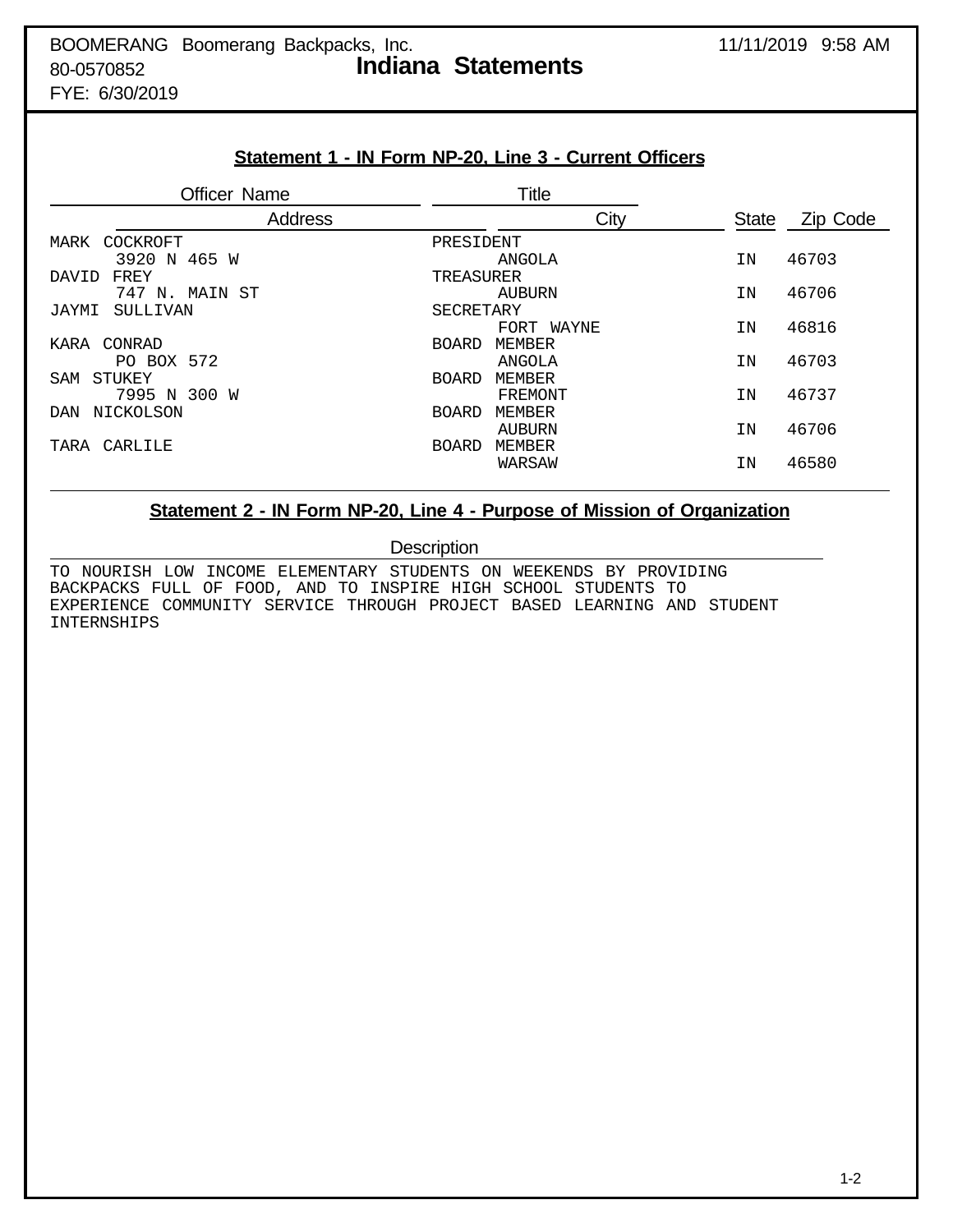BOOMERANG Boomerang Backpacks, Inc.
80-0570852
FYE: 6/30/2019

11/11/2019 9:58 AM

# Indiana Statements

## Statement 1 - IN Form NP-20, Line 3 - Current Officers

| Officer Name / Address | Title / City | State | Zip Code |
|---|---|---|---|
| MARK COCKROFT | PRESIDENT | | |
| 3920 N 465 W | ANGOLA | IN | 46703 |
| DAVID FREY | TREASURER | | |
| 747 N. MAIN ST | AUBURN | IN | 46706 |
| JAYMI SULLIVAN | SECRETARY | | |
| | FORT WAYNE | IN | 46816 |
| KARA CONRAD | BOARD MEMBER | | |
| PO BOX 572 | ANGOLA | IN | 46703 |
| SAM STUKEY | BOARD MEMBER | | |
| 7995 N 300 W | FREMONT | IN | 46737 |
| DAN NICKOLSON | BOARD MEMBER | | |
| | AUBURN | IN | 46706 |
| TARA CARLILE | BOARD MEMBER | | |
| | WARSAW | IN | 46580 |

## Statement 2 - IN Form NP-20, Line 4 - Purpose of Mission of Organization

| Description |
|---|
| TO NOURISH LOW INCOME ELEMENTARY STUDENTS ON WEEKENDS BY PROVIDING BACKPACKS FULL OF FOOD, AND TO INSPIRE HIGH SCHOOL STUDENTS TO EXPERIENCE COMMUNITY SERVICE THROUGH PROJECT BASED LEARNING AND STUDENT INTERNSHIPS |